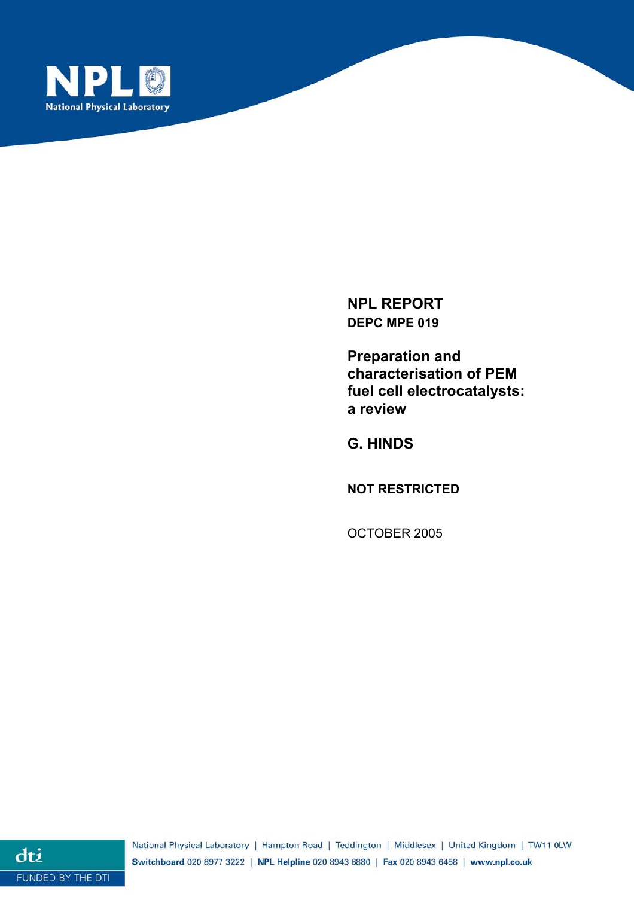NPL
National Physical Laboratory

**NPL REPORT**
**DEPC MPE 019**

# Preparation and characterisation of PEM fuel cell electrocatalysts: a review

**G. HINDS**

**NOT RESTRICTED**

OCTOBER 2005

National Physical Laboratory | Hampton Road | Teddington | Middlesex | United Kingdom | TW11 0LW
**Switchboard** 020 8977 3222 | **NPL Helpline** 020 8943 6880 | **Fax** 020 8943 6458 | **www.npl.co.uk**

dti
FUNDED BY THE DTI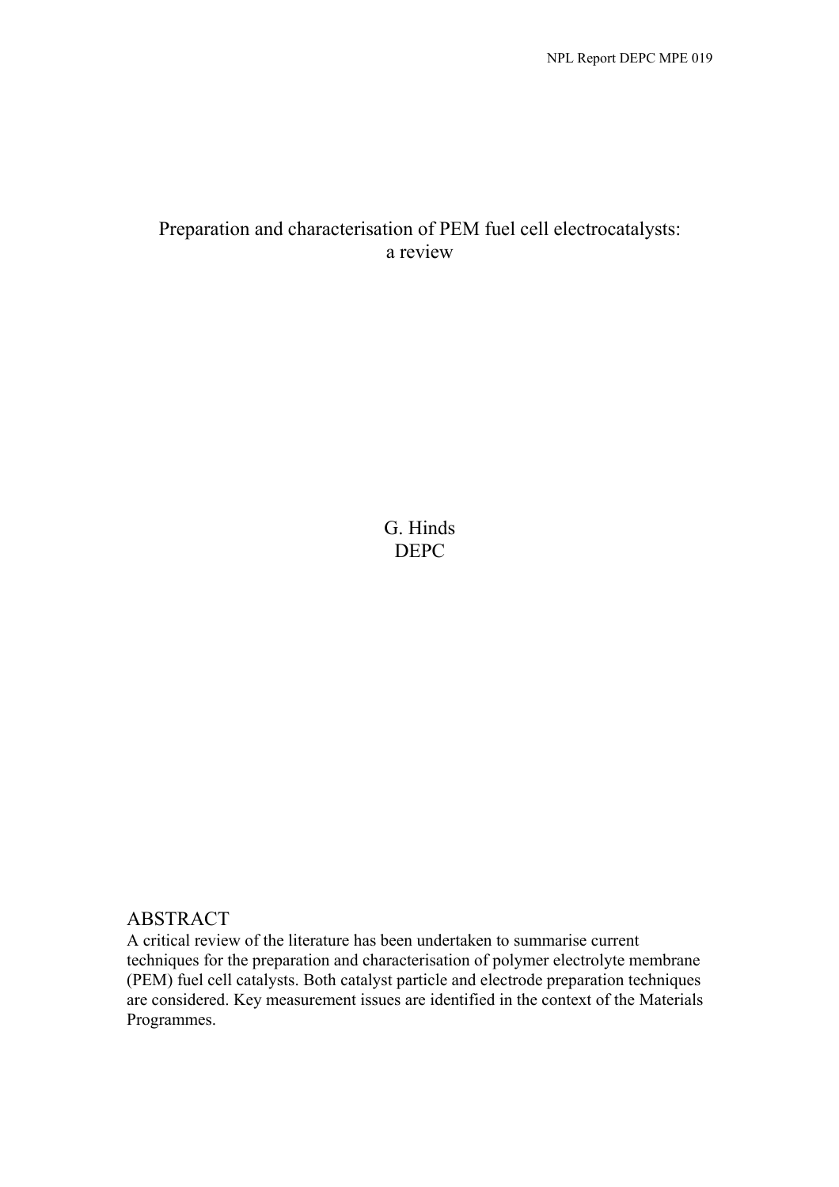# Preparation and characterisation of PEM fuel cell electrocatalysts: a review

G. Hinds
DEPC

## ABSTRACT

A critical review of the literature has been undertaken to summarise current techniques for the preparation and characterisation of polymer electrolyte membrane (PEM) fuel cell catalysts. Both catalyst particle and electrode preparation techniques are considered. Key measurement issues are identified in the context of the Materials Programmes.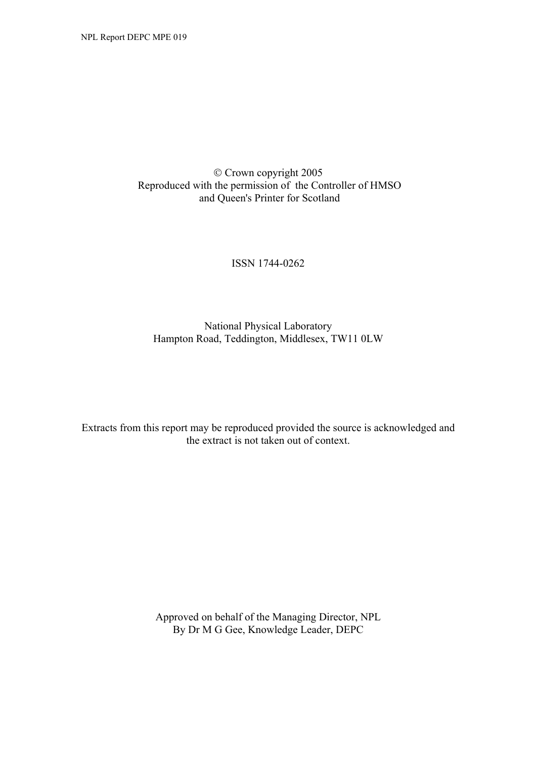© Crown copyright 2005
Reproduced with the permission of the Controller of HMSO
and Queen's Printer for Scotland

ISSN 1744-0262

National Physical Laboratory
Hampton Road, Teddington, Middlesex, TW11 0LW

Extracts from this report may be reproduced provided the source is acknowledged and the extract is not taken out of context.

Approved on behalf of the Managing Director, NPL
By Dr M G Gee, Knowledge Leader, DEPC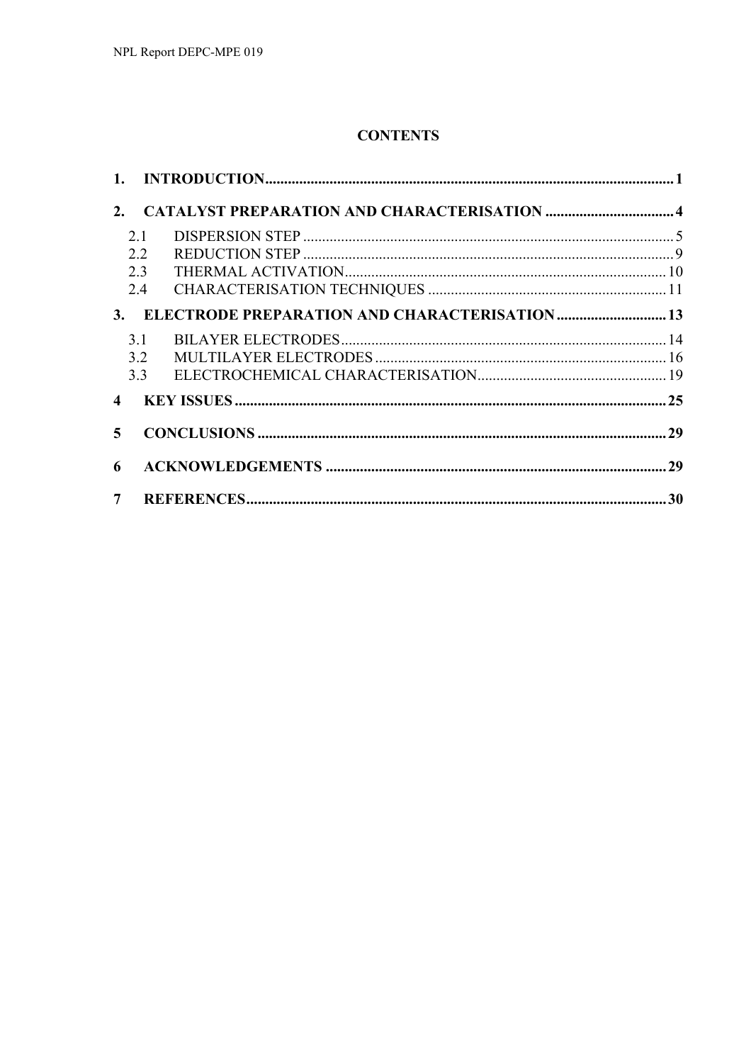# CONTENTS

| | | |
|---|---|---|
| **1.** | **INTRODUCTION** | **1** |
| **2.** | **CATALYST PREPARATION AND CHARACTERISATION** | **4** |
| 2.1 | DISPERSION STEP | 5 |
| 2.2 | REDUCTION STEP | 9 |
| 2.3 | THERMAL ACTIVATION | 10 |
| 2.4 | CHARACTERISATION TECHNIQUES | 11 |
| **3.** | **ELECTRODE PREPARATION AND CHARACTERISATION** | **13** |
| 3.1 | BILAYER ELECTRODES | 14 |
| 3.2 | MULTILAYER ELECTRODES | 16 |
| 3.3 | ELECTROCHEMICAL CHARACTERISATION | 19 |
| **4** | **KEY ISSUES** | **25** |
| **5** | **CONCLUSIONS** | **29** |
| **6** | **ACKNOWLEDGEMENTS** | **29** |
| **7** | **REFERENCES** | **30** |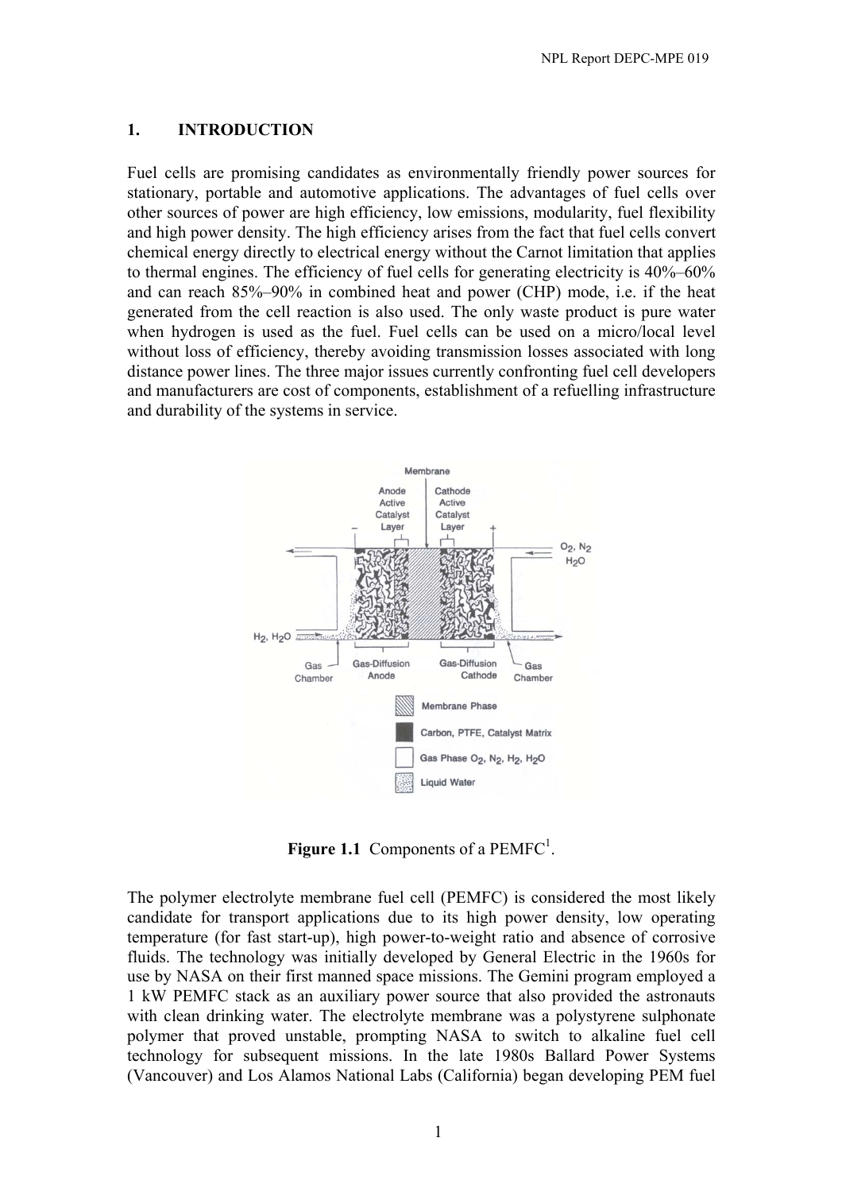# 1. INTRODUCTION

Fuel cells are promising candidates as environmentally friendly power sources for stationary, portable and automotive applications. The advantages of fuel cells over other sources of power are high efficiency, low emissions, modularity, fuel flexibility and high power density. The high efficiency arises from the fact that fuel cells convert chemical energy directly to electrical energy without the Carnot limitation that applies to thermal engines. The efficiency of fuel cells for generating electricity is 40%–60% and can reach 85%–90% in combined heat and power (CHP) mode, i.e. if the heat generated from the cell reaction is also used. The only waste product is pure water when hydrogen is used as the fuel. Fuel cells can be used on a micro/local level without loss of efficiency, thereby avoiding transmission losses associated with long distance power lines. The three major issues currently confronting fuel cell developers and manufacturers are cost of components, establishment of a refuelling infrastructure and durability of the systems in service.

**Figure 1.1** Components of a PEMFC[1].

The polymer electrolyte membrane fuel cell (PEMFC) is considered the most likely candidate for transport applications due to its high power density, low operating temperature (for fast start-up), high power-to-weight ratio and absence of corrosive fluids. The technology was initially developed by General Electric in the 1960s for use by NASA on their first manned space missions. The Gemini program employed a 1 kW PEMFC stack as an auxiliary power source that also provided the astronauts with clean drinking water. The electrolyte membrane was a polystyrene sulphonate polymer that proved unstable, prompting NASA to switch to alkaline fuel cell technology for subsequent missions. In the late 1980s Ballard Power Systems (Vancouver) and Los Alamos National Labs (California) began developing PEM fuel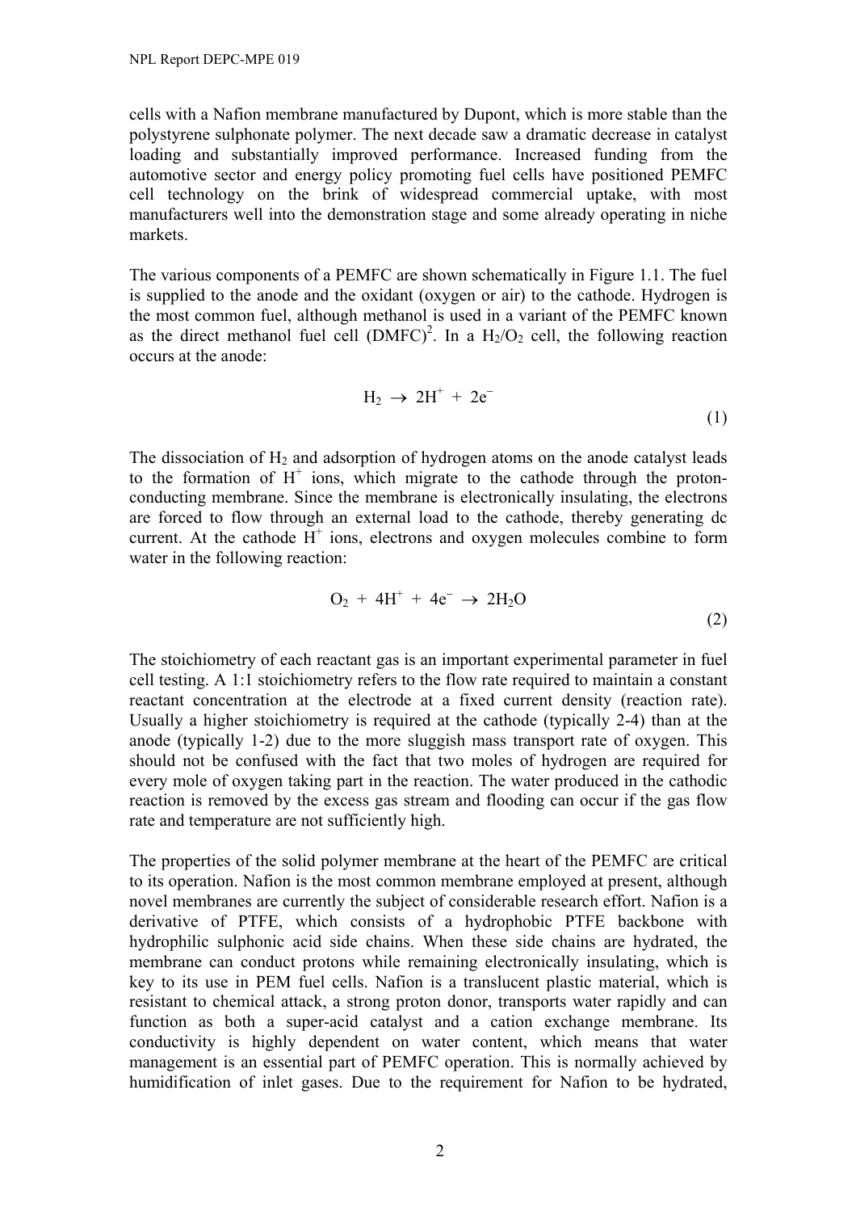cells with a Nafion membrane manufactured by Dupont, which is more stable than the polystyrene sulphonate polymer. The next decade saw a dramatic decrease in catalyst loading and substantially improved performance. Increased funding from the automotive sector and energy policy promoting fuel cells have positioned PEMFC cell technology on the brink of widespread commercial uptake, with most manufacturers well into the demonstration stage and some already operating in niche markets.

The various components of a PEMFC are shown schematically in Figure 1.1. The fuel is supplied to the anode and the oxidant (oxygen or air) to the cathode. Hydrogen is the most common fuel, although methanol is used in a variant of the PEMFC known as the direct methanol fuel cell (DMFC)[2]. In a $H_2/O_2$ cell, the following reaction occurs at the anode:

$$H_2 \rightarrow 2H^+ + 2e^- \tag{1}$$

The dissociation of $H_2$ and adsorption of hydrogen atoms on the anode catalyst leads to the formation of $H^+$ ions, which migrate to the cathode through the proton-conducting membrane. Since the membrane is electronically insulating, the electrons are forced to flow through an external load to the cathode, thereby generating dc current. At the cathode $H^+$ ions, electrons and oxygen molecules combine to form water in the following reaction:

$$O_2 + 4H^+ + 4e^- \rightarrow 2H_2O \tag{2}$$

The stoichiometry of each reactant gas is an important experimental parameter in fuel cell testing. A 1:1 stoichiometry refers to the flow rate required to maintain a constant reactant concentration at the electrode at a fixed current density (reaction rate). Usually a higher stoichiometry is required at the cathode (typically 2-4) than at the anode (typically 1-2) due to the more sluggish mass transport rate of oxygen. This should not be confused with the fact that two moles of hydrogen are required for every mole of oxygen taking part in the reaction. The water produced in the cathodic reaction is removed by the excess gas stream and flooding can occur if the gas flow rate and temperature are not sufficiently high.

The properties of the solid polymer membrane at the heart of the PEMFC are critical to its operation. Nafion is the most common membrane employed at present, although novel membranes are currently the subject of considerable research effort. Nafion is a derivative of PTFE, which consists of a hydrophobic PTFE backbone with hydrophilic sulphonic acid side chains. When these side chains are hydrated, the membrane can conduct protons while remaining electronically insulating, which is key to its use in PEM fuel cells. Nafion is a translucent plastic material, which is resistant to chemical attack, a strong proton donor, transports water rapidly and can function as both a super-acid catalyst and a cation exchange membrane. Its conductivity is highly dependent on water content, which means that water management is an essential part of PEMFC operation. This is normally achieved by humidification of inlet gases. Due to the requirement for Nafion to be hydrated,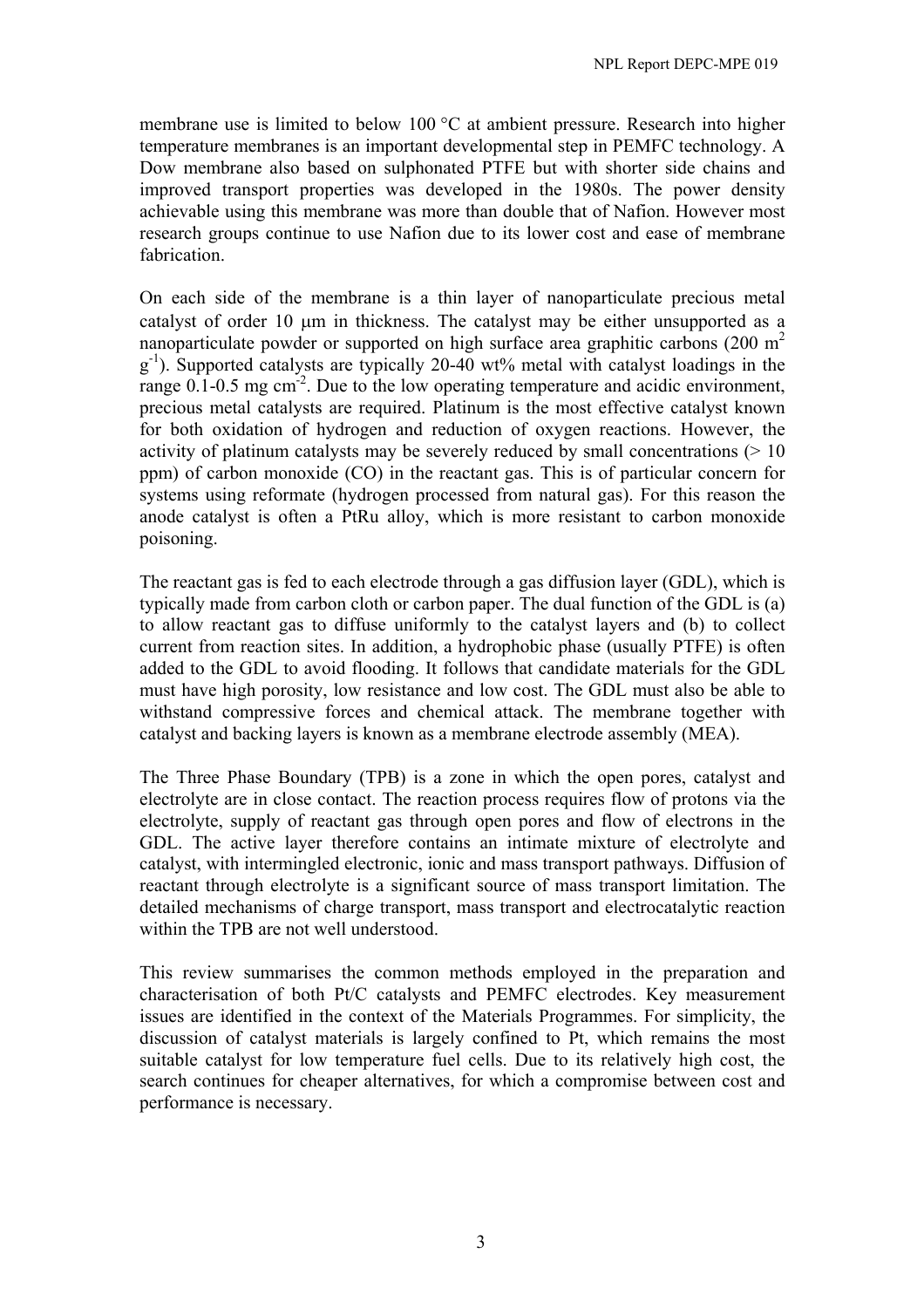membrane use is limited to below 100 °C at ambient pressure. Research into higher temperature membranes is an important developmental step in PEMFC technology. A Dow membrane also based on sulphonated PTFE but with shorter side chains and improved transport properties was developed in the 1980s. The power density achievable using this membrane was more than double that of Nafion. However most research groups continue to use Nafion due to its lower cost and ease of membrane fabrication.

On each side of the membrane is a thin layer of nanoparticulate precious metal catalyst of order 10 μm in thickness. The catalyst may be either unsupported as a nanoparticulate powder or supported on high surface area graphitic carbons (200 $m^2$ $g^{-1}$). Supported catalysts are typically 20-40 wt% metal with catalyst loadings in the range 0.1-0.5 mg $cm^{-2}$. Due to the low operating temperature and acidic environment, precious metal catalysts are required. Platinum is the most effective catalyst known for both oxidation of hydrogen and reduction of oxygen reactions. However, the activity of platinum catalysts may be severely reduced by small concentrations (> 10 ppm) of carbon monoxide (CO) in the reactant gas. This is of particular concern for systems using reformate (hydrogen processed from natural gas). For this reason the anode catalyst is often a PtRu alloy, which is more resistant to carbon monoxide poisoning.

The reactant gas is fed to each electrode through a gas diffusion layer (GDL), which is typically made from carbon cloth or carbon paper. The dual function of the GDL is (a) to allow reactant gas to diffuse uniformly to the catalyst layers and (b) to collect current from reaction sites. In addition, a hydrophobic phase (usually PTFE) is often added to the GDL to avoid flooding. It follows that candidate materials for the GDL must have high porosity, low resistance and low cost. The GDL must also be able to withstand compressive forces and chemical attack. The membrane together with catalyst and backing layers is known as a membrane electrode assembly (MEA).

The Three Phase Boundary (TPB) is a zone in which the open pores, catalyst and electrolyte are in close contact. The reaction process requires flow of protons via the electrolyte, supply of reactant gas through open pores and flow of electrons in the GDL. The active layer therefore contains an intimate mixture of electrolyte and catalyst, with intermingled electronic, ionic and mass transport pathways. Diffusion of reactant through electrolyte is a significant source of mass transport limitation. The detailed mechanisms of charge transport, mass transport and electrocatalytic reaction within the TPB are not well understood.

This review summarises the common methods employed in the preparation and characterisation of both Pt/C catalysts and PEMFC electrodes. Key measurement issues are identified in the context of the Materials Programmes. For simplicity, the discussion of catalyst materials is largely confined to Pt, which remains the most suitable catalyst for low temperature fuel cells. Due to its relatively high cost, the search continues for cheaper alternatives, for which a compromise between cost and performance is necessary.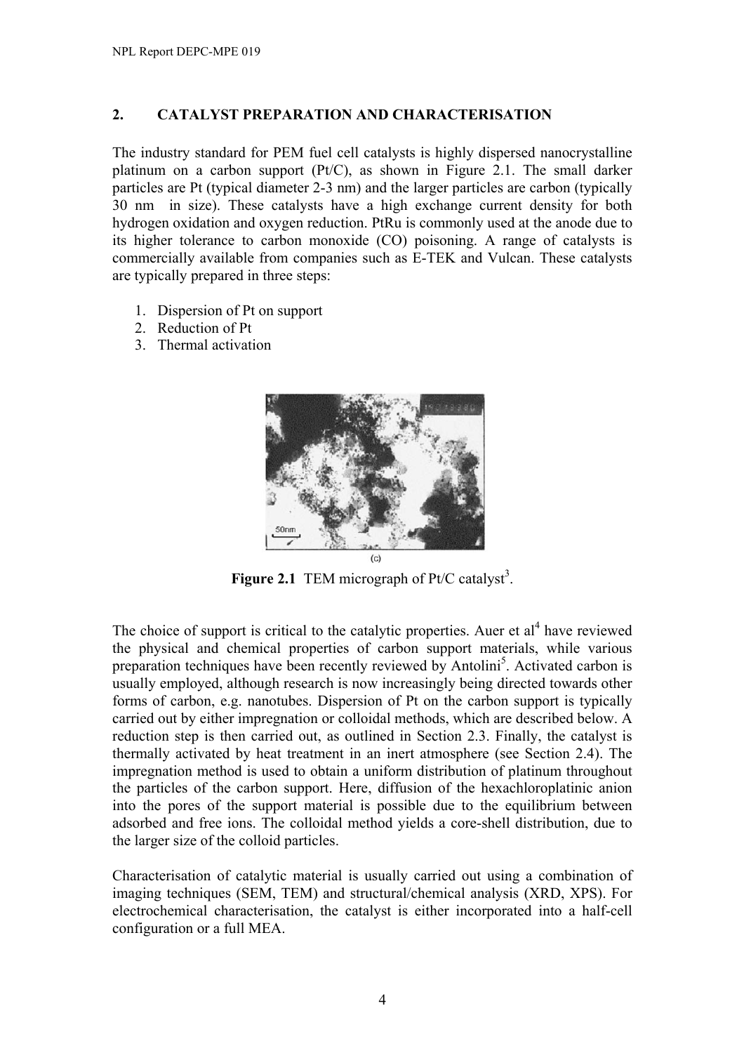## 2. CATALYST PREPARATION AND CHARACTERISATION

The industry standard for PEM fuel cell catalysts is highly dispersed nanocrystalline platinum on a carbon support (Pt/C), as shown in Figure 2.1. The small darker particles are Pt (typical diameter 2-3 nm) and the larger particles are carbon (typically 30 nm in size). These catalysts have a high exchange current density for both hydrogen oxidation and oxygen reduction. PtRu is commonly used at the anode due to its higher tolerance to carbon monoxide (CO) poisoning. A range of catalysts is commercially available from companies such as E-TEK and Vulcan. These catalysts are typically prepared in three steps:

1. Dispersion of Pt on support
2. Reduction of Pt
3. Thermal activation

**Figure 2.1** TEM micrograph of Pt/C catalyst[3].

The choice of support is critical to the catalytic properties. Auer et al[4] have reviewed the physical and chemical properties of carbon support materials, while various preparation techniques have been recently reviewed by Antolini[5]. Activated carbon is usually employed, although research is now increasingly being directed towards other forms of carbon, e.g. nanotubes. Dispersion of Pt on the carbon support is typically carried out by either impregnation or colloidal methods, which are described below. A reduction step is then carried out, as outlined in Section 2.3. Finally, the catalyst is thermally activated by heat treatment in an inert atmosphere (see Section 2.4). The impregnation method is used to obtain a uniform distribution of platinum throughout the particles of the carbon support. Here, diffusion of the hexachloroplatinic anion into the pores of the support material is possible due to the equilibrium between adsorbed and free ions. The colloidal method yields a core-shell distribution, due to the larger size of the colloid particles.

Characterisation of catalytic material is usually carried out using a combination of imaging techniques (SEM, TEM) and structural/chemical analysis (XRD, XPS). For electrochemical characterisation, the catalyst is either incorporated into a half-cell configuration or a full MEA.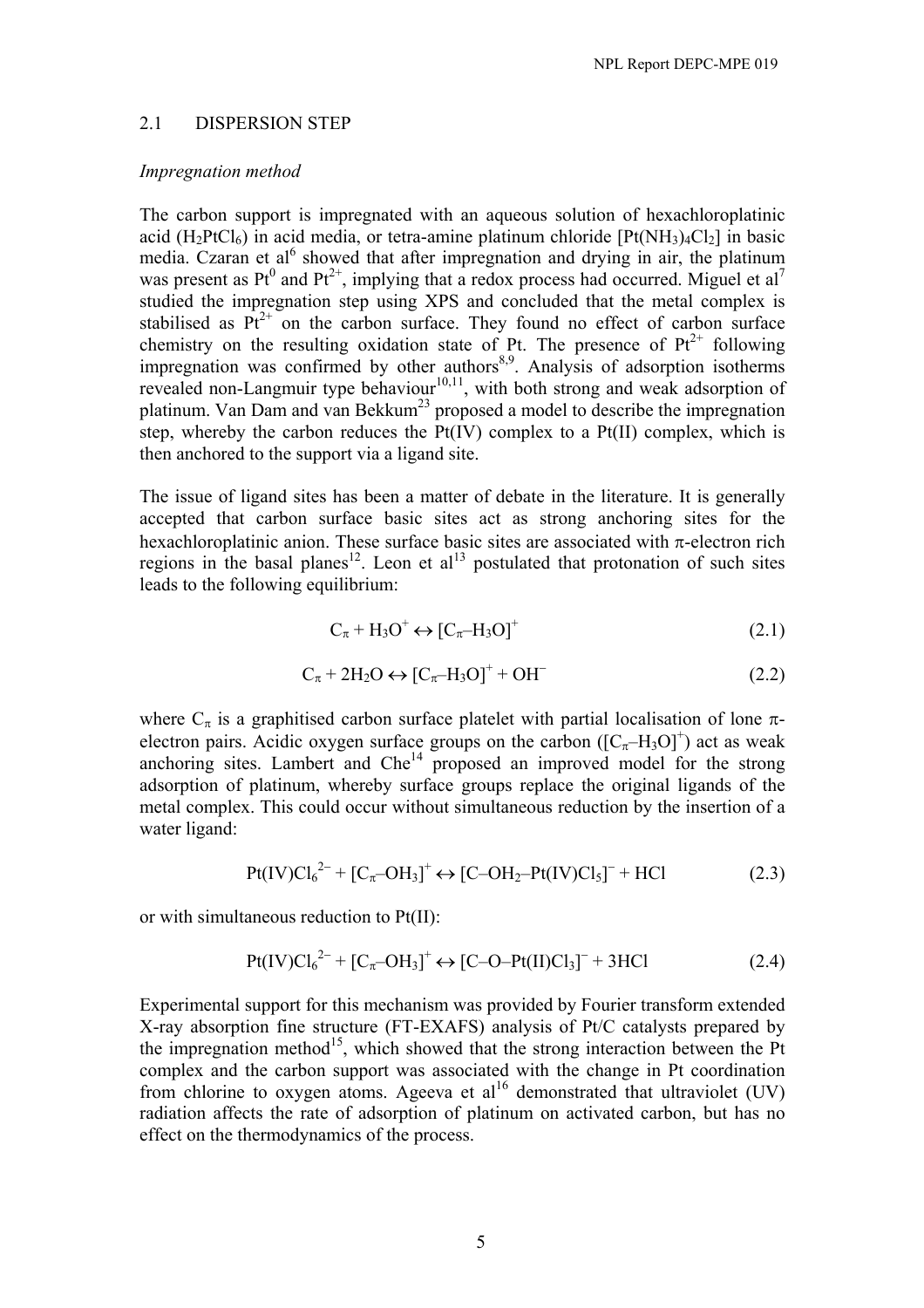## 2.1 DISPERSION STEP

*Impregnation method*

The carbon support is impregnated with an aqueous solution of hexachloroplatinic acid ($H_2PtCl_6$) in acid media, or tetra-amine platinum chloride [$Pt(NH_3)_4Cl_2$] in basic media. Czaran et al[6] showed that after impregnation and drying in air, the platinum was present as $Pt^0$ and $Pt^{2+}$, implying that a redox process had occurred. Miguel et al[7] studied the impregnation step using XPS and concluded that the metal complex is stabilised as $Pt^{2+}$ on the carbon surface. They found no effect of carbon surface chemistry on the resulting oxidation state of Pt. The presence of $Pt^{2+}$ following impregnation was confirmed by other authors[8,9]. Analysis of adsorption isotherms revealed non-Langmuir type behaviour[10,11], with both strong and weak adsorption of platinum. Van Dam and van Bekkum[23] proposed a model to describe the impregnation step, whereby the carbon reduces the Pt(IV) complex to a Pt(II) complex, which is then anchored to the support via a ligand site.

The issue of ligand sites has been a matter of debate in the literature. It is generally accepted that carbon surface basic sites act as strong anchoring sites for the hexachloroplatinic anion. These surface basic sites are associated with π-electron rich regions in the basal planes[12]. Leon et al[13] postulated that protonation of such sites leads to the following equilibrium:

$$C_\pi + H_3O^+ \leftrightarrow [C_\pi\text{–}H_3O]^+ \qquad (2.1)$$

$$C_\pi + 2H_2O \leftrightarrow [C_\pi\text{–}H_3O]^+ + OH^- \qquad (2.2)$$

where $C_\pi$ is a graphitised carbon surface platelet with partial localisation of lone π-electron pairs. Acidic oxygen surface groups on the carbon ($[C_\pi\text{–}H_3O]^+$) act as weak anchoring sites. Lambert and Che[14] proposed an improved model for the strong adsorption of platinum, whereby surface groups replace the original ligands of the metal complex. This could occur without simultaneous reduction by the insertion of a water ligand:

$$Pt(IV)Cl_6^{2-} + [C_\pi\text{–}OH_3]^+ \leftrightarrow [C\text{–}OH_2\text{–}Pt(IV)Cl_5]^- + HCl \qquad (2.3)$$

or with simultaneous reduction to Pt(II):

$$Pt(IV)Cl_6^{2-} + [C_\pi\text{–}OH_3]^+ \leftrightarrow [C\text{–}O\text{–}Pt(II)Cl_3]^- + 3HCl \qquad (2.4)$$

Experimental support for this mechanism was provided by Fourier transform extended X-ray absorption fine structure (FT-EXAFS) analysis of Pt/C catalysts prepared by the impregnation method[15], which showed that the strong interaction between the Pt complex and the carbon support was associated with the change in Pt coordination from chlorine to oxygen atoms. Ageeva et al[16] demonstrated that ultraviolet (UV) radiation affects the rate of adsorption of platinum on activated carbon, but has no effect on the thermodynamics of the process.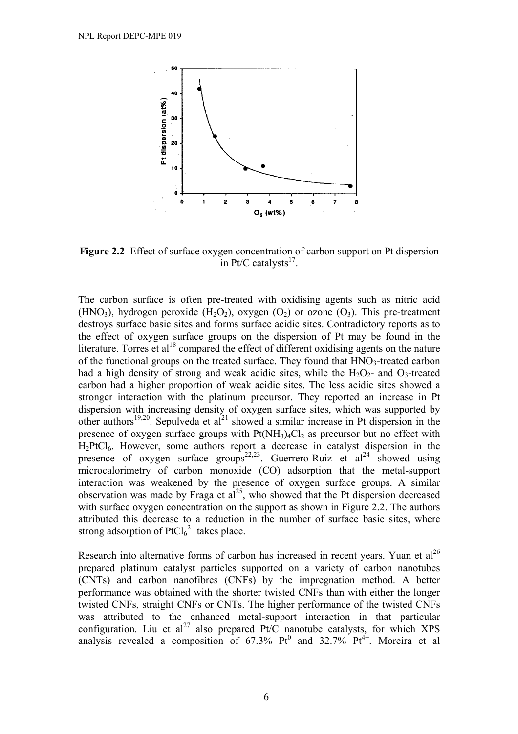**Figure 2.2** Effect of surface oxygen concentration of carbon support on Pt dispersion in Pt/C catalysts[17].

The carbon surface is often pre-treated with oxidising agents such as nitric acid ($HNO_3$), hydrogen peroxide ($H_2O_2$), oxygen ($O_2$) or ozone ($O_3$). This pre-treatment destroys surface basic sites and forms surface acidic sites. Contradictory reports as to the effect of oxygen surface groups on the dispersion of Pt may be found in the literature. Torres et al[18] compared the effect of different oxidising agents on the nature of the functional groups on the treated surface. They found that $HNO_3$-treated carbon had a high density of strong and weak acidic sites, while the $H_2O_2$- and $O_3$-treated carbon had a higher proportion of weak acidic sites. The less acidic sites showed a stronger interaction with the platinum precursor. They reported an increase in Pt dispersion with increasing density of oxygen surface sites, which was supported by other authors[19,20]. Sepulveda et al[21] showed a similar increase in Pt dispersion in the presence of oxygen surface groups with $Pt(NH_3)_4Cl_2$ as precursor but no effect with $H_2PtCl_6$. However, some authors report a decrease in catalyst dispersion in the presence of oxygen surface groups[22,23]. Guerrero-Ruiz et al[24] showed using microcalorimetry of carbon monoxide (CO) adsorption that the metal-support interaction was weakened by the presence of oxygen surface groups. A similar observation was made by Fraga et al[25], who showed that the Pt dispersion decreased with surface oxygen concentration on the support as shown in Figure 2.2. The authors attributed this decrease to a reduction in the number of surface basic sites, where strong adsorption of $PtCl_6^{2-}$ takes place.

Research into alternative forms of carbon has increased in recent years. Yuan et al[26] prepared platinum catalyst particles supported on a variety of carbon nanotubes (CNTs) and carbon nanofibres (CNFs) by the impregnation method. A better performance was obtained with the shorter twisted CNFs than with either the longer twisted CNFs, straight CNFs or CNTs. The higher performance of the twisted CNFs was attributed to the enhanced metal-support interaction in that particular configuration. Liu et al[27] also prepared Pt/C nanotube catalysts, for which XPS analysis revealed a composition of 67.3% $Pt^0$ and 32.7% $Pt^{4+}$. Moreira et al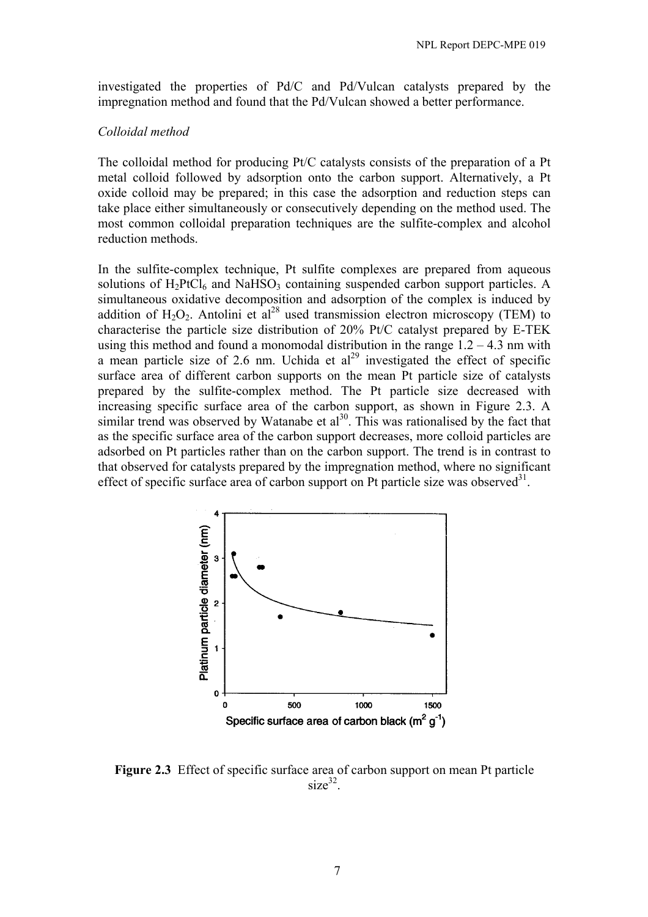investigated the properties of Pd/C and Pd/Vulcan catalysts prepared by the impregnation method and found that the Pd/Vulcan showed a better performance.

*Colloidal method*

The colloidal method for producing Pt/C catalysts consists of the preparation of a Pt metal colloid followed by adsorption onto the carbon support. Alternatively, a Pt oxide colloid may be prepared; in this case the adsorption and reduction steps can take place either simultaneously or consecutively depending on the method used. The most common colloidal preparation techniques are the sulfite-complex and alcohol reduction methods.

In the sulfite-complex technique, Pt sulfite complexes are prepared from aqueous solutions of $H_2PtCl_6$ and $NaHSO_3$ containing suspended carbon support particles. A simultaneous oxidative decomposition and adsorption of the complex is induced by addition of $H_2O_2$. Antolini et al[28] used transmission electron microscopy (TEM) to characterise the particle size distribution of 20% Pt/C catalyst prepared by E-TEK using this method and found a monomodal distribution in the range 1.2 – 4.3 nm with a mean particle size of 2.6 nm. Uchida et al[29] investigated the effect of specific surface area of different carbon supports on the mean Pt particle size of catalysts prepared by the sulfite-complex method. The Pt particle size decreased with increasing specific surface area of the carbon support, as shown in Figure 2.3. A similar trend was observed by Watanabe et al[30]. This was rationalised by the fact that as the specific surface area of the carbon support decreases, more colloid particles are adsorbed on Pt particles rather than on the carbon support. The trend is in contrast to that observed for catalysts prepared by the impregnation method, where no significant effect of specific surface area of carbon support on Pt particle size was observed[31].

**Figure 2.3** Effect of specific surface area of carbon support on mean Pt particle size[32].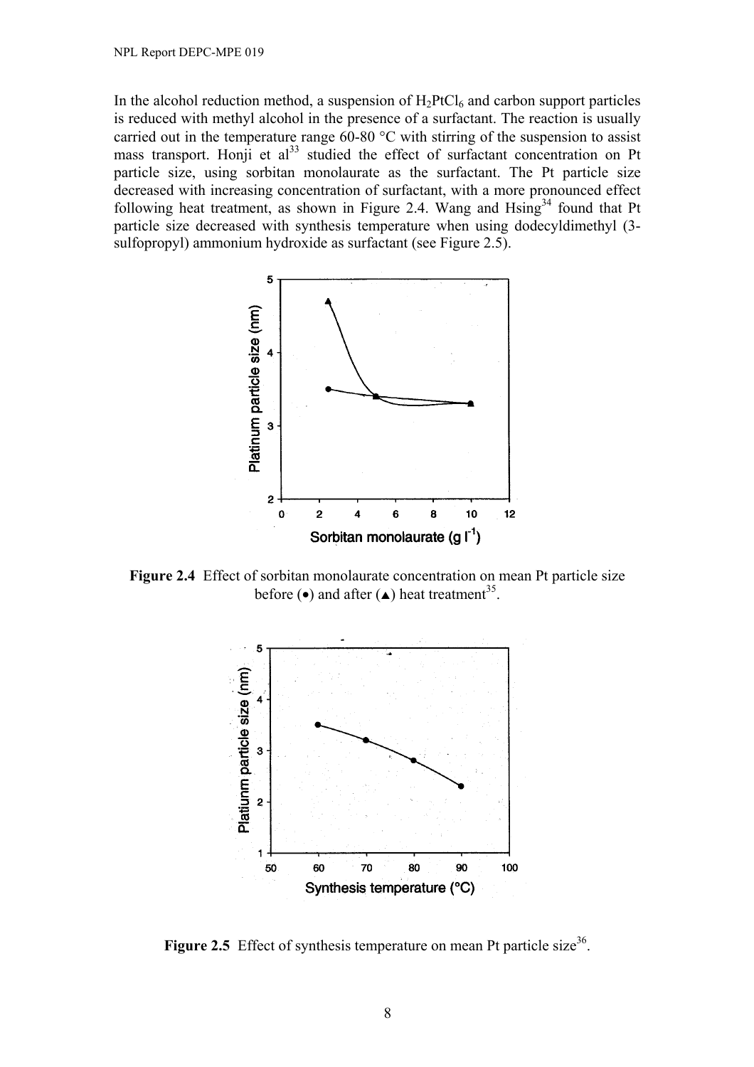In the alcohol reduction method, a suspension of $H_2PtCl_6$ and carbon support particles is reduced with methyl alcohol in the presence of a surfactant. The reaction is usually carried out in the temperature range 60-80 °C with stirring of the suspension to assist mass transport. Honji et al[33] studied the effect of surfactant concentration on Pt particle size, using sorbitan monolaurate as the surfactant. The Pt particle size decreased with increasing concentration of surfactant, with a more pronounced effect following heat treatment, as shown in Figure 2.4. Wang and Hsing[34] found that Pt particle size decreased with synthesis temperature when using dodecyldimethyl (3-sulfopropyl) ammonium hydroxide as surfactant (see Figure 2.5).

**Figure 2.4** Effect of sorbitan monolaurate concentration on mean Pt particle size before (•) and after (▲) heat treatment[35].

**Figure 2.5** Effect of synthesis temperature on mean Pt particle size[36].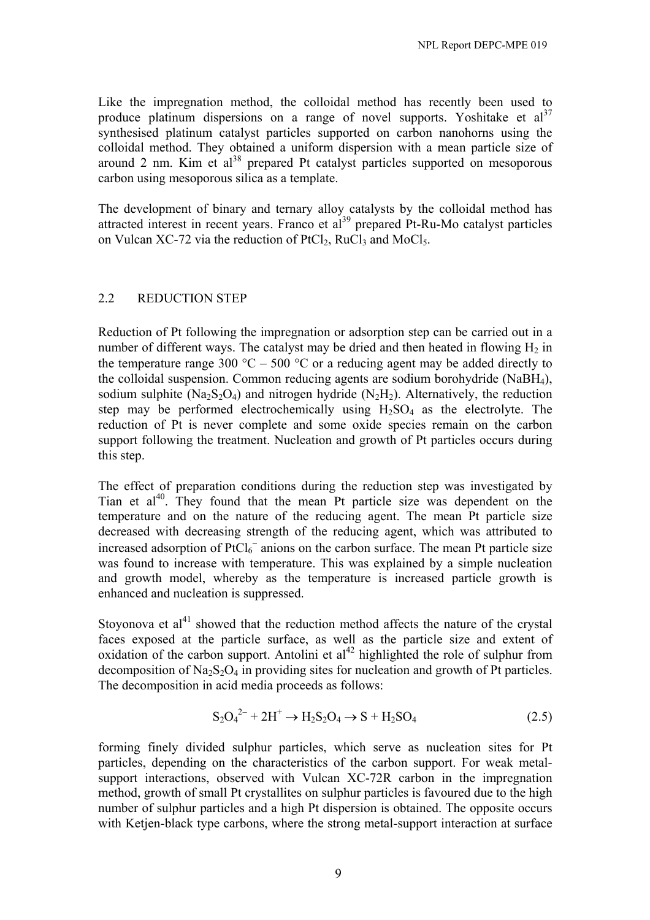Like the impregnation method, the colloidal method has recently been used to produce platinum dispersions on a range of novel supports. Yoshitake et al[37] synthesised platinum catalyst particles supported on carbon nanohorns using the colloidal method. They obtained a uniform dispersion with a mean particle size of around 2 nm. Kim et al[38] prepared Pt catalyst particles supported on mesoporous carbon using mesoporous silica as a template.

The development of binary and ternary alloy catalysts by the colloidal method has attracted interest in recent years. Franco et al[39] prepared Pt-Ru-Mo catalyst particles on Vulcan XC-72 via the reduction of $PtCl_2$, $RuCl_3$ and $MoCl_5$.

## 2.2 REDUCTION STEP

Reduction of Pt following the impregnation or adsorption step can be carried out in a number of different ways. The catalyst may be dried and then heated in flowing $H_2$ in the temperature range 300 °C – 500 °C or a reducing agent may be added directly to the colloidal suspension. Common reducing agents are sodium borohydride ($NaBH_4$), sodium sulphite ($Na_2S_2O_4$) and nitrogen hydride ($N_2H_2$). Alternatively, the reduction step may be performed electrochemically using $H_2SO_4$ as the electrolyte. The reduction of Pt is never complete and some oxide species remain on the carbon support following the treatment. Nucleation and growth of Pt particles occurs during this step.

The effect of preparation conditions during the reduction step was investigated by Tian et al[40]. They found that the mean Pt particle size was dependent on the temperature and on the nature of the reducing agent. The mean Pt particle size decreased with decreasing strength of the reducing agent, which was attributed to increased adsorption of $PtCl_6^-$ anions on the carbon surface. The mean Pt particle size was found to increase with temperature. This was explained by a simple nucleation and growth model, whereby as the temperature is increased particle growth is enhanced and nucleation is suppressed.

Stoyonova et al[41] showed that the reduction method affects the nature of the crystal faces exposed at the particle surface, as well as the particle size and extent of oxidation of the carbon support. Antolini et al[42] highlighted the role of sulphur from decomposition of $Na_2S_2O_4$ in providing sites for nucleation and growth of Pt particles. The decomposition in acid media proceeds as follows:

$$S_2O_4^{2-} + 2H^+ \rightarrow H_2S_2O_4 \rightarrow S + H_2SO_4 \qquad (2.5)$$

forming finely divided sulphur particles, which serve as nucleation sites for Pt particles, depending on the characteristics of the carbon support. For weak metal-support interactions, observed with Vulcan XC-72R carbon in the impregnation method, growth of small Pt crystallites on sulphur particles is favoured due to the high number of sulphur particles and a high Pt dispersion is obtained. The opposite occurs with Ketjen-black type carbons, where the strong metal-support interaction at surface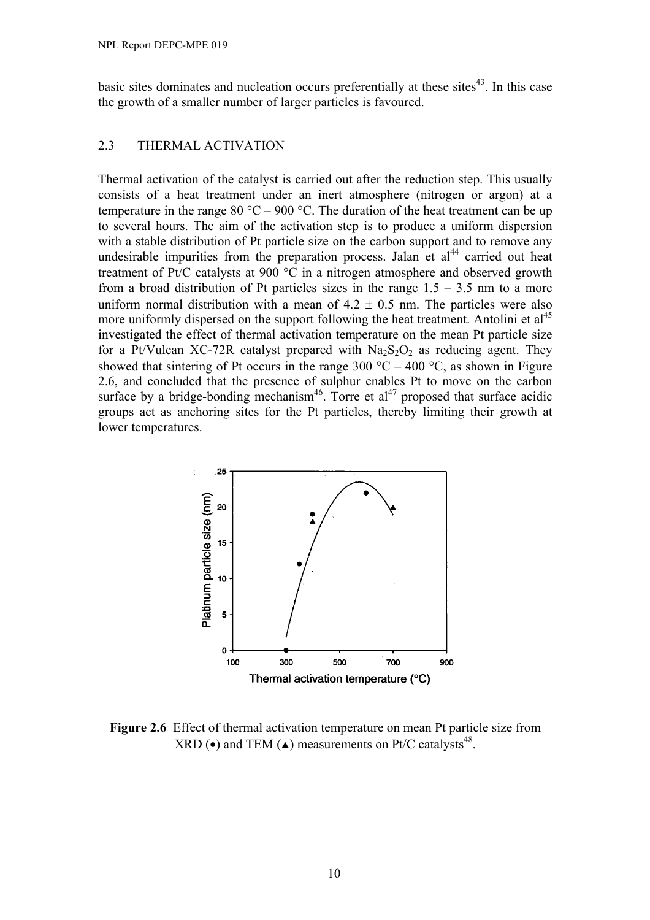basic sites dominates and nucleation occurs preferentially at these sites[43]. In this case the growth of a smaller number of larger particles is favoured.

## 2.3 THERMAL ACTIVATION

Thermal activation of the catalyst is carried out after the reduction step. This usually consists of a heat treatment under an inert atmosphere (nitrogen or argon) at a temperature in the range 80 °C – 900 °C. The duration of the heat treatment can be up to several hours. The aim of the activation step is to produce a uniform dispersion with a stable distribution of Pt particle size on the carbon support and to remove any undesirable impurities from the preparation process. Jalan et al[44] carried out heat treatment of Pt/C catalysts at 900 °C in a nitrogen atmosphere and observed growth from a broad distribution of Pt particles sizes in the range 1.5 – 3.5 nm to a more uniform normal distribution with a mean of 4.2 ± 0.5 nm. The particles were also more uniformly dispersed on the support following the heat treatment. Antolini et al[45] investigated the effect of thermal activation temperature on the mean Pt particle size for a Pt/Vulcan XC-72R catalyst prepared with $Na_2S_2O_2$ as reducing agent. They showed that sintering of Pt occurs in the range 300 °C – 400 °C, as shown in Figure 2.6, and concluded that the presence of sulphur enables Pt to move on the carbon surface by a bridge-bonding mechanism[46]. Torre et al[47] proposed that surface acidic groups act as anchoring sites for the Pt particles, thereby limiting their growth at lower temperatures.

**Figure 2.6** Effect of thermal activation temperature on mean Pt particle size from XRD (•) and TEM (▲) measurements on Pt/C catalysts[48].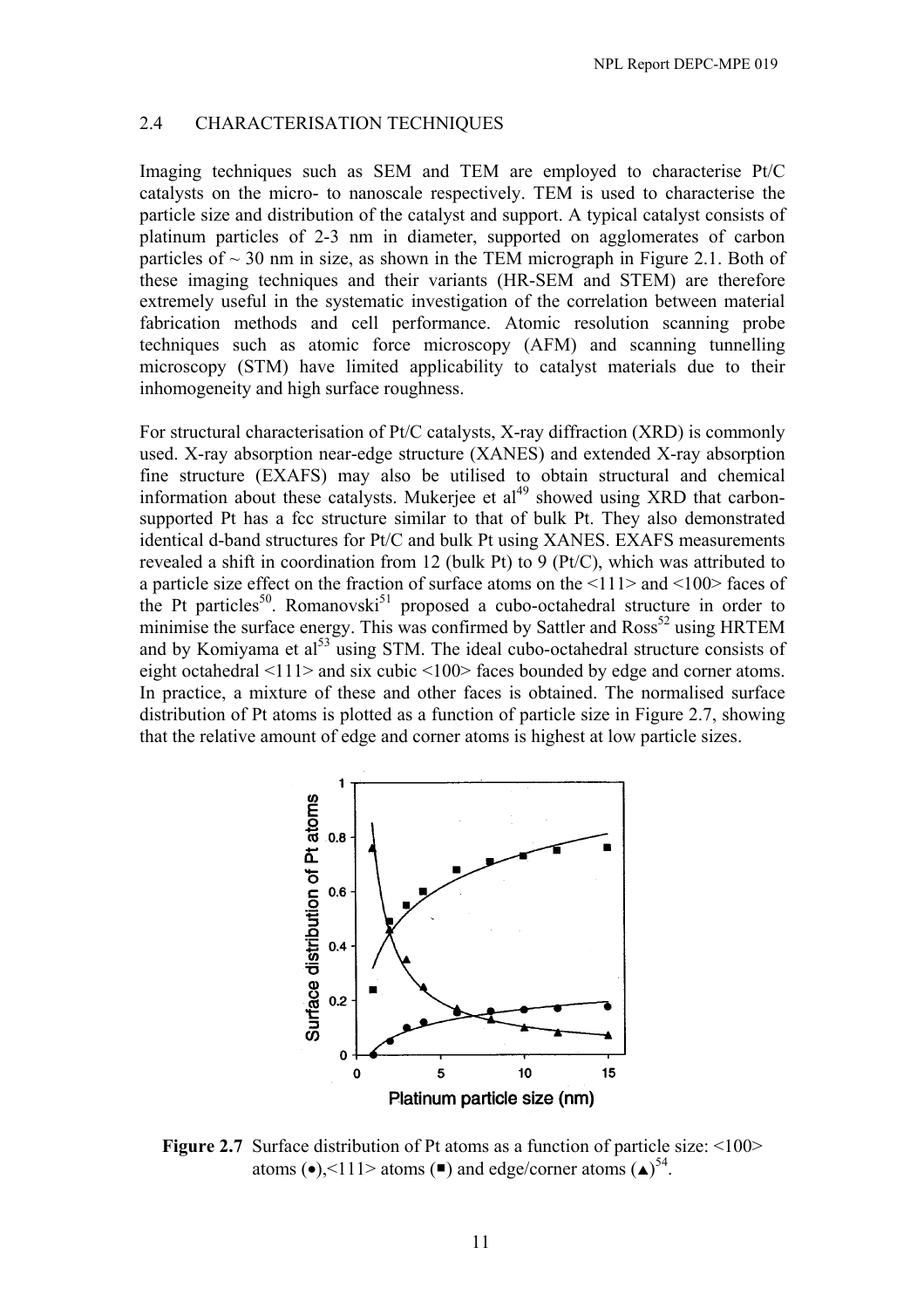## 2.4 CHARACTERISATION TECHNIQUES

Imaging techniques such as SEM and TEM are employed to characterise Pt/C catalysts on the micro- to nanoscale respectively. TEM is used to characterise the particle size and distribution of the catalyst and support. A typical catalyst consists of platinum particles of 2-3 nm in diameter, supported on agglomerates of carbon particles of ~ 30 nm in size, as shown in the TEM micrograph in Figure 2.1. Both of these imaging techniques and their variants (HR-SEM and STEM) are therefore extremely useful in the systematic investigation of the correlation between material fabrication methods and cell performance. Atomic resolution scanning probe techniques such as atomic force microscopy (AFM) and scanning tunnelling microscopy (STM) have limited applicability to catalyst materials due to their inhomogeneity and high surface roughness.

For structural characterisation of Pt/C catalysts, X-ray diffraction (XRD) is commonly used. X-ray absorption near-edge structure (XANES) and extended X-ray absorption fine structure (EXAFS) may also be utilised to obtain structural and chemical information about these catalysts. Mukerjee et al[49] showed using XRD that carbon-supported Pt has a fcc structure similar to that of bulk Pt. They also demonstrated identical d-band structures for Pt/C and bulk Pt using XANES. EXAFS measurements revealed a shift in coordination from 12 (bulk Pt) to 9 (Pt/C), which was attributed to a particle size effect on the fraction of surface atoms on the <111> and <100> faces of the Pt particles[50]. Romanovski[51] proposed a cubo-octahedral structure in order to minimise the surface energy. This was confirmed by Sattler and Ross[52] using HRTEM and by Komiyama et al[53] using STM. The ideal cubo-octahedral structure consists of eight octahedral <111> and six cubic <100> faces bounded by edge and corner atoms. In practice, a mixture of these and other faces is obtained. The normalised surface distribution of Pt atoms is plotted as a function of particle size in Figure 2.7, showing that the relative amount of edge and corner atoms is highest at low particle sizes.

**Figure 2.7** Surface distribution of Pt atoms as a function of particle size: <100> atoms (●),<111> atoms (■) and edge/corner atoms (▲)[54].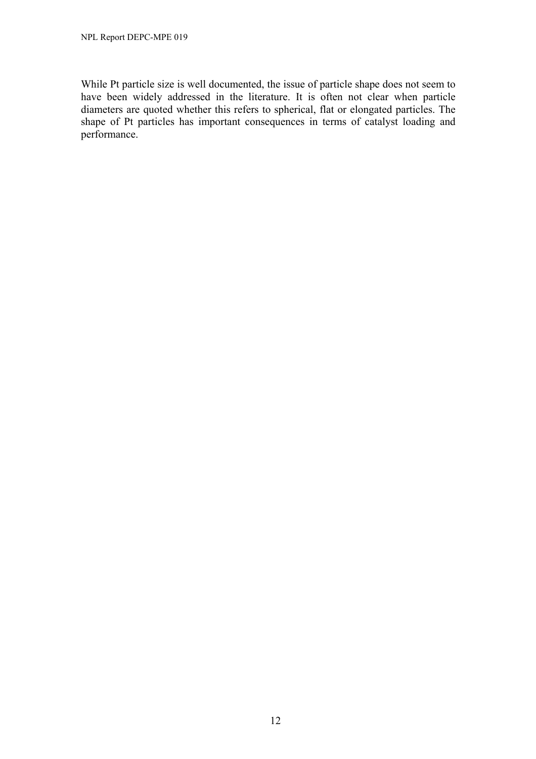While Pt particle size is well documented, the issue of particle shape does not seem to have been widely addressed in the literature. It is often not clear when particle diameters are quoted whether this refers to spherical, flat or elongated particles. The shape of Pt particles has important consequences in terms of catalyst loading and performance.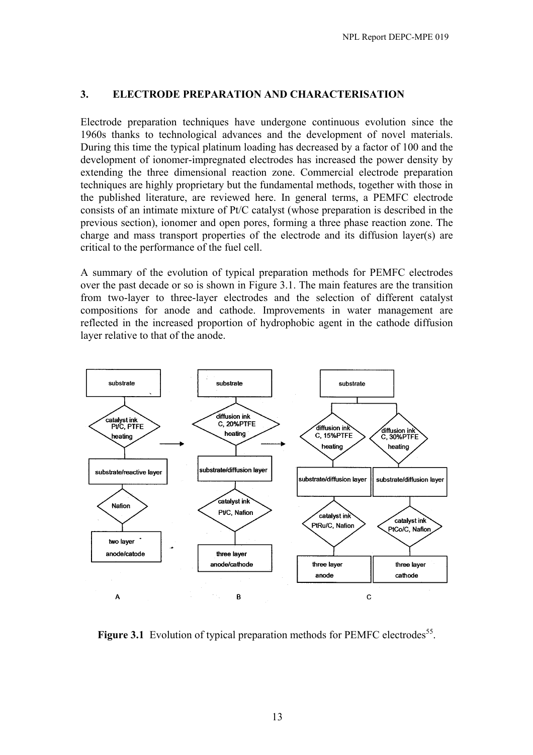## 3. ELECTRODE PREPARATION AND CHARACTERISATION

Electrode preparation techniques have undergone continuous evolution since the 1960s thanks to technological advances and the development of novel materials. During this time the typical platinum loading has decreased by a factor of 100 and the development of ionomer-impregnated electrodes has increased the power density by extending the three dimensional reaction zone. Commercial electrode preparation techniques are highly proprietary but the fundamental methods, together with those in the published literature, are reviewed here. In general terms, a PEMFC electrode consists of an intimate mixture of Pt/C catalyst (whose preparation is described in the previous section), ionomer and open pores, forming a three phase reaction zone. The charge and mass transport properties of the electrode and its diffusion layer(s) are critical to the performance of the fuel cell.

A summary of the evolution of typical preparation methods for PEMFC electrodes over the past decade or so is shown in Figure 3.1. The main features are the transition from two-layer to three-layer electrodes and the selection of different catalyst compositions for anode and cathode. Improvements in water management are reflected in the increased proportion of hydrophobic agent in the cathode diffusion layer relative to that of the anode.

**A:** substrate → catalyst ink (Pt/C, PTFE, heating) → substrate/reactive layer → Nafion → two layer anode/catode

**B:** substrate → diffusion ink (C, 20%PTFE, heating) → substrate/diffusion layer → catalyst ink (Pt/C, Nafion) → three layer anode/cathode

**C:** substrate →
- diffusion ink (C, 15%PTFE, heating) → substrate/diffusion layer → catalyst ink (PtRu/C, Nafion) → three layer anode
- diffusion ink (C, 30%PTFE, heating) → substrate/diffusion layer → catalyst ink (PtCo/C, Nafion) → three layer cathode

**Figure 3.1** Evolution of typical preparation methods for PEMFC electrodes[55].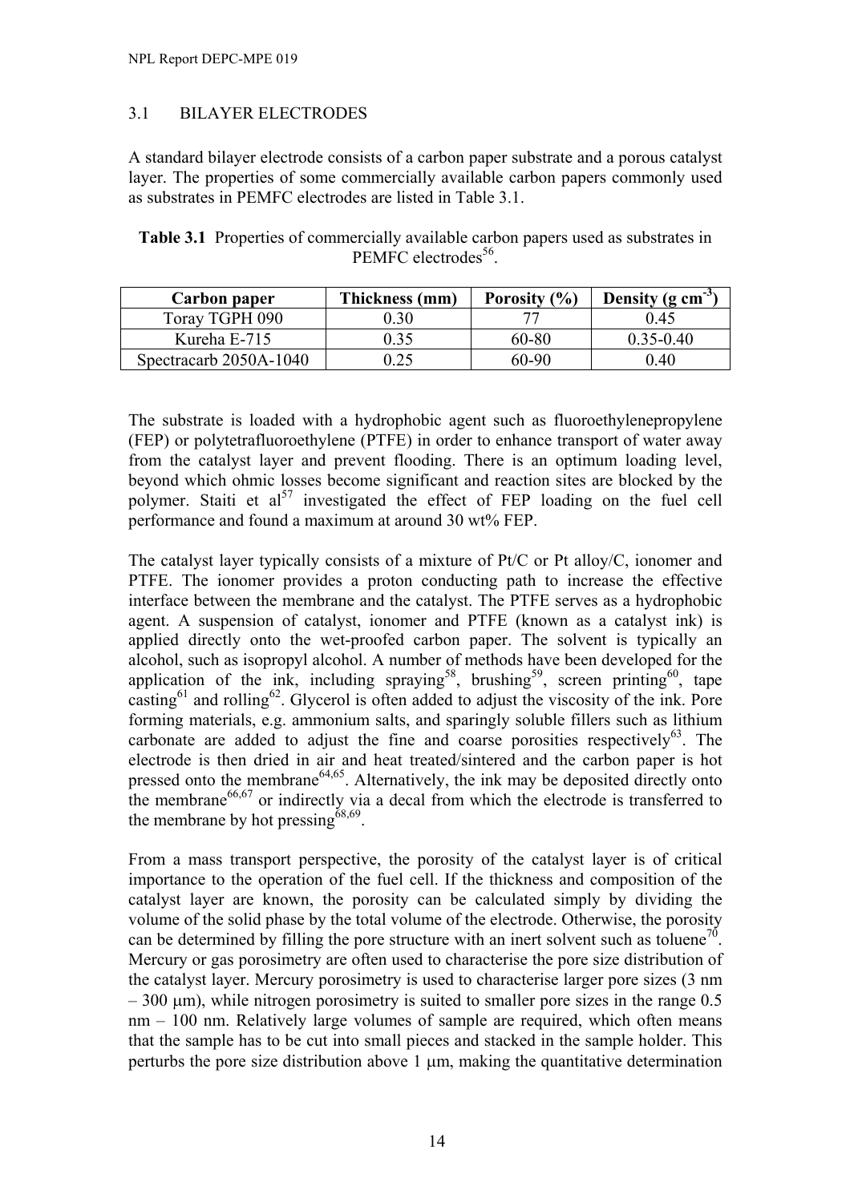## 3.1 BILAYER ELECTRODES

A standard bilayer electrode consists of a carbon paper substrate and a porous catalyst layer. The properties of some commercially available carbon papers commonly used as substrates in PEMFC electrodes are listed in Table 3.1.

**Table 3.1** Properties of commercially available carbon papers used as substrates in PEMFC electrodes[56].

| Carbon paper | Thickness (mm) | Porosity (%) | Density (g cm$^{-3}$) |
|---|---|---|---|
| Toray TGPH 090 | 0.30 | 77 | 0.45 |
| Kureha E-715 | 0.35 | 60-80 | 0.35-0.40 |
| Spectracarb 2050A-1040 | 0.25 | 60-90 | 0.40 |

The substrate is loaded with a hydrophobic agent such as fluoroethylenepropylene (FEP) or polytetrafluoroethylene (PTFE) in order to enhance transport of water away from the catalyst layer and prevent flooding. There is an optimum loading level, beyond which ohmic losses become significant and reaction sites are blocked by the polymer. Staiti et al[57] investigated the effect of FEP loading on the fuel cell performance and found a maximum at around 30 wt% FEP.

The catalyst layer typically consists of a mixture of Pt/C or Pt alloy/C, ionomer and PTFE. The ionomer provides a proton conducting path to increase the effective interface between the membrane and the catalyst. The PTFE serves as a hydrophobic agent. A suspension of catalyst, ionomer and PTFE (known as a catalyst ink) is applied directly onto the wet-proofed carbon paper. The solvent is typically an alcohol, such as isopropyl alcohol. A number of methods have been developed for the application of the ink, including spraying[58], brushing[59], screen printing[60], tape casting[61] and rolling[62]. Glycerol is often added to adjust the viscosity of the ink. Pore forming materials, e.g. ammonium salts, and sparingly soluble fillers such as lithium carbonate are added to adjust the fine and coarse porosities respectively[63]. The electrode is then dried in air and heat treated/sintered and the carbon paper is hot pressed onto the membrane[64,65]. Alternatively, the ink may be deposited directly onto the membrane[66,67] or indirectly via a decal from which the electrode is transferred to the membrane by hot pressing[68,69].

From a mass transport perspective, the porosity of the catalyst layer is of critical importance to the operation of the fuel cell. If the thickness and composition of the catalyst layer are known, the porosity can be calculated simply by dividing the volume of the solid phase by the total volume of the electrode. Otherwise, the porosity can be determined by filling the pore structure with an inert solvent such as toluene[70]. Mercury or gas porosimetry are often used to characterise the pore size distribution of the catalyst layer. Mercury porosimetry is used to characterise larger pore sizes (3 nm – 300 μm), while nitrogen porosimetry is suited to smaller pore sizes in the range 0.5 nm – 100 nm. Relatively large volumes of sample are required, which often means that the sample has to be cut into small pieces and stacked in the sample holder. This perturbs the pore size distribution above 1 μm, making the quantitative determination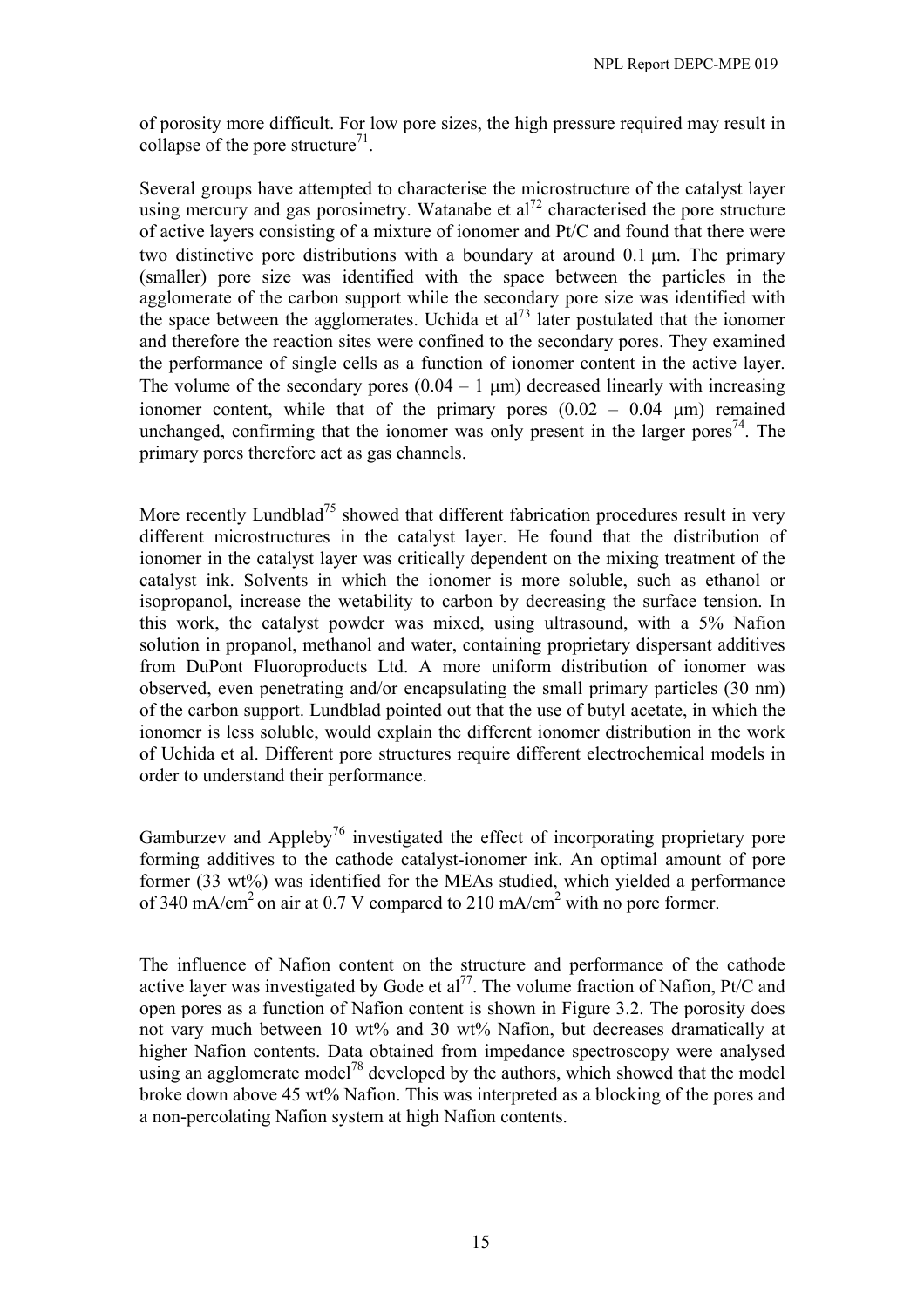of porosity more difficult. For low pore sizes, the high pressure required may result in collapse of the pore structure[71].

Several groups have attempted to characterise the microstructure of the catalyst layer using mercury and gas porosimetry. Watanabe et al[72] characterised the pore structure of active layers consisting of a mixture of ionomer and Pt/C and found that there were two distinctive pore distributions with a boundary at around 0.1 μm. The primary (smaller) pore size was identified with the space between the particles in the agglomerate of the carbon support while the secondary pore size was identified with the space between the agglomerates. Uchida et al[73] later postulated that the ionomer and therefore the reaction sites were confined to the secondary pores. They examined the performance of single cells as a function of ionomer content in the active layer. The volume of the secondary pores (0.04 – 1 μm) decreased linearly with increasing ionomer content, while that of the primary pores (0.02 – 0.04 μm) remained unchanged, confirming that the ionomer was only present in the larger pores[74]. The primary pores therefore act as gas channels.

More recently Lundblad[75] showed that different fabrication procedures result in very different microstructures in the catalyst layer. He found that the distribution of ionomer in the catalyst layer was critically dependent on the mixing treatment of the catalyst ink. Solvents in which the ionomer is more soluble, such as ethanol or isopropanol, increase the wetability to carbon by decreasing the surface tension. In this work, the catalyst powder was mixed, using ultrasound, with a 5% Nafion solution in propanol, methanol and water, containing proprietary dispersant additives from DuPont Fluoroproducts Ltd. A more uniform distribution of ionomer was observed, even penetrating and/or encapsulating the small primary particles (30 nm) of the carbon support. Lundblad pointed out that the use of butyl acetate, in which the ionomer is less soluble, would explain the different ionomer distribution in the work of Uchida et al. Different pore structures require different electrochemical models in order to understand their performance.

Gamburzev and Appleby[76] investigated the effect of incorporating proprietary pore forming additives to the cathode catalyst-ionomer ink. An optimal amount of pore former (33 wt%) was identified for the MEAs studied, which yielded a performance of 340 mA/cm$^2$ on air at 0.7 V compared to 210 mA/cm$^2$ with no pore former.

The influence of Nafion content on the structure and performance of the cathode active layer was investigated by Gode et al[77]. The volume fraction of Nafion, Pt/C and open pores as a function of Nafion content is shown in Figure 3.2. The porosity does not vary much between 10 wt% and 30 wt% Nafion, but decreases dramatically at higher Nafion contents. Data obtained from impedance spectroscopy were analysed using an agglomerate model[78] developed by the authors, which showed that the model broke down above 45 wt% Nafion. This was interpreted as a blocking of the pores and a non-percolating Nafion system at high Nafion contents.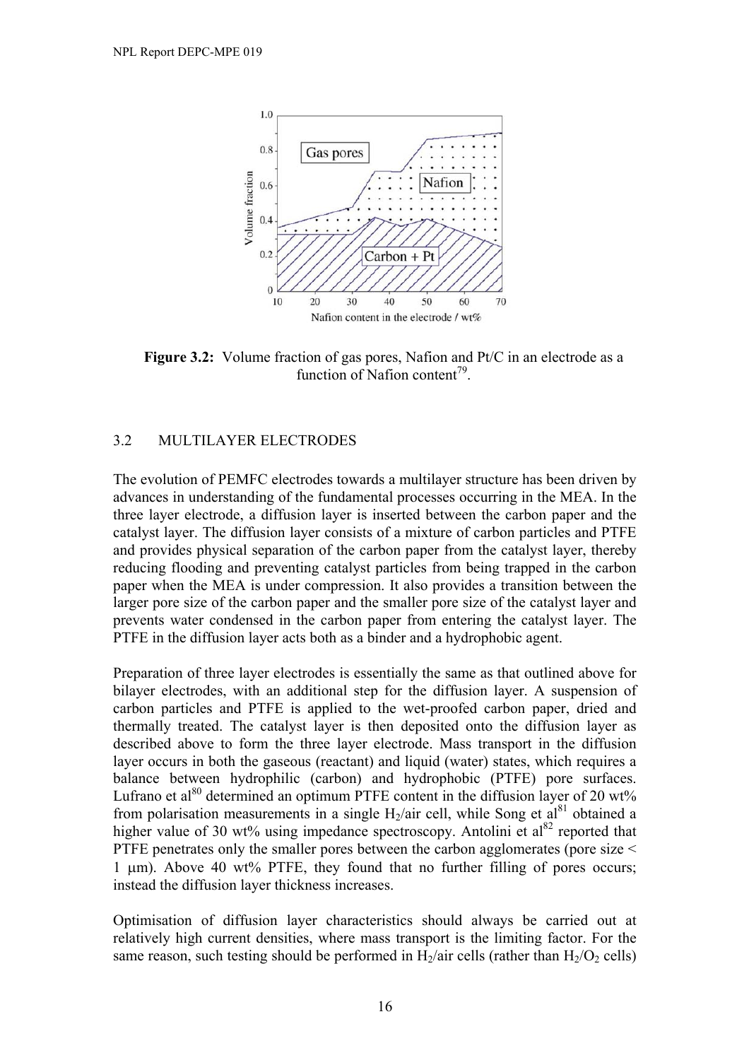**Figure 3.2:** Volume fraction of gas pores, Nafion and Pt/C in an electrode as a function of Nafion content[79].

## 3.2 MULTILAYER ELECTRODES

The evolution of PEMFC electrodes towards a multilayer structure has been driven by advances in understanding of the fundamental processes occurring in the MEA. In the three layer electrode, a diffusion layer is inserted between the carbon paper and the catalyst layer. The diffusion layer consists of a mixture of carbon particles and PTFE and provides physical separation of the carbon paper from the catalyst layer, thereby reducing flooding and preventing catalyst particles from being trapped in the carbon paper when the MEA is under compression. It also provides a transition between the larger pore size of the carbon paper and the smaller pore size of the catalyst layer and prevents water condensed in the carbon paper from entering the catalyst layer. The PTFE in the diffusion layer acts both as a binder and a hydrophobic agent.

Preparation of three layer electrodes is essentially the same as that outlined above for bilayer electrodes, with an additional step for the diffusion layer. A suspension of carbon particles and PTFE is applied to the wet-proofed carbon paper, dried and thermally treated. The catalyst layer is then deposited onto the diffusion layer as described above to form the three layer electrode. Mass transport in the diffusion layer occurs in both the gaseous (reactant) and liquid (water) states, which requires a balance between hydrophilic (carbon) and hydrophobic (PTFE) pore surfaces. Lufrano et al[80] determined an optimum PTFE content in the diffusion layer of 20 wt% from polarisation measurements in a single $H_2$/air cell, while Song et al[81] obtained a higher value of 30 wt% using impedance spectroscopy. Antolini et al[82] reported that PTFE penetrates only the smaller pores between the carbon agglomerates (pore size < 1 μm). Above 40 wt% PTFE, they found that no further filling of pores occurs; instead the diffusion layer thickness increases.

Optimisation of diffusion layer characteristics should always be carried out at relatively high current densities, where mass transport is the limiting factor. For the same reason, such testing should be performed in $H_2$/air cells (rather than $H_2/O_2$ cells)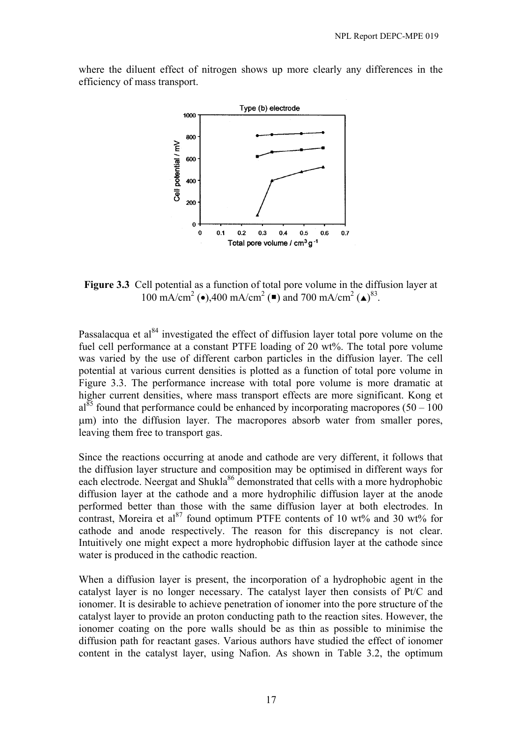where the diluent effect of nitrogen shows up more clearly any differences in the efficiency of mass transport.

**Figure 3.3** Cell potential as a function of total pore volume in the diffusion layer at 100 mA/cm$^2$ (●),400 mA/cm$^2$ (■) and 700 mA/cm$^2$ (▲)[83].

Passalacqua et al[84] investigated the effect of diffusion layer total pore volume on the fuel cell performance at a constant PTFE loading of 20 wt%. The total pore volume was varied by the use of different carbon particles in the diffusion layer. The cell potential at various current densities is plotted as a function of total pore volume in Figure 3.3. The performance increase with total pore volume is more dramatic at higher current densities, where mass transport effects are more significant. Kong et al[85] found that performance could be enhanced by incorporating macropores (50 – 100 μm) into the diffusion layer. The macropores absorb water from smaller pores, leaving them free to transport gas.

Since the reactions occurring at anode and cathode are very different, it follows that the diffusion layer structure and composition may be optimised in different ways for each electrode. Neergat and Shukla[86] demonstrated that cells with a more hydrophobic diffusion layer at the cathode and a more hydrophilic diffusion layer at the anode performed better than those with the same diffusion layer at both electrodes. In contrast, Moreira et al[87] found optimum PTFE contents of 10 wt% and 30 wt% for cathode and anode respectively. The reason for this discrepancy is not clear. Intuitively one might expect a more hydrophobic diffusion layer at the cathode since water is produced in the cathodic reaction.

When a diffusion layer is present, the incorporation of a hydrophobic agent in the catalyst layer is no longer necessary. The catalyst layer then consists of Pt/C and ionomer. It is desirable to achieve penetration of ionomer into the pore structure of the catalyst layer to provide an proton conducting path to the reaction sites. However, the ionomer coating on the pore walls should be as thin as possible to minimise the diffusion path for reactant gases. Various authors have studied the effect of ionomer content in the catalyst layer, using Nafion. As shown in Table 3.2, the optimum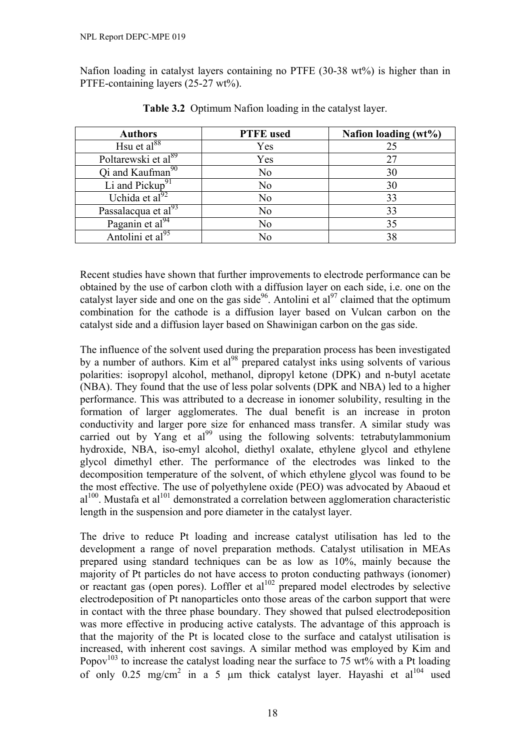Nafion loading in catalyst layers containing no PTFE (30-38 wt%) is higher than in PTFE-containing layers (25-27 wt%).

**Table 3.2** Optimum Nafion loading in the catalyst layer.

| Authors | PTFE used | Nafion loading (wt%) |
|---|---|---|
| Hsu et al[88] | Yes | 25 |
| Poltarewski et al[89] | Yes | 27 |
| Qi and Kaufman[90] | No | 30 |
| Li and Pickup[91] | No | 30 |
| Uchida et al[92] | No | 33 |
| Passalacqua et al[93] | No | 33 |
| Paganin et al[94] | No | 35 |
| Antolini et al[95] | No | 38 |

Recent studies have shown that further improvements to electrode performance can be obtained by the use of carbon cloth with a diffusion layer on each side, i.e. one on the catalyst layer side and one on the gas side[96]. Antolini et al[97] claimed that the optimum combination for the cathode is a diffusion layer based on Vulcan carbon on the catalyst side and a diffusion layer based on Shawinigan carbon on the gas side.

The influence of the solvent used during the preparation process has been investigated by a number of authors. Kim et al[98] prepared catalyst inks using solvents of various polarities: isopropyl alcohol, methanol, dipropyl ketone (DPK) and n-butyl acetate (NBA). They found that the use of less polar solvents (DPK and NBA) led to a higher performance. This was attributed to a decrease in ionomer solubility, resulting in the formation of larger agglomerates. The dual benefit is an increase in proton conductivity and larger pore size for enhanced mass transfer. A similar study was carried out by Yang et al[99] using the following solvents: tetrabutylammonium hydroxide, NBA, iso-emyl alcohol, diethyl oxalate, ethylene glycol and ethylene glycol dimethyl ether. The performance of the electrodes was linked to the decomposition temperature of the solvent, of which ethylene glycol was found to be the most effective. The use of polyethylene oxide (PEO) was advocated by Abaoud et al[100]. Mustafa et al[101] demonstrated a correlation between agglomeration characteristic length in the suspension and pore diameter in the catalyst layer.

The drive to reduce Pt loading and increase catalyst utilisation has led to the development a range of novel preparation methods. Catalyst utilisation in MEAs prepared using standard techniques can be as low as 10%, mainly because the majority of Pt particles do not have access to proton conducting pathways (ionomer) or reactant gas (open pores). Loffler et al[102] prepared model electrodes by selective electrodeposition of Pt nanoparticles onto those areas of the carbon support that were in contact with the three phase boundary. They showed that pulsed electrodeposition was more effective in producing active catalysts. The advantage of this approach is that the majority of the Pt is located close to the surface and catalyst utilisation is increased, with inherent cost savings. A similar method was employed by Kim and Popov[103] to increase the catalyst loading near the surface to 75 wt% with a Pt loading of only 0.25 mg/cm$^2$ in a 5 μm thick catalyst layer. Hayashi et al[104] used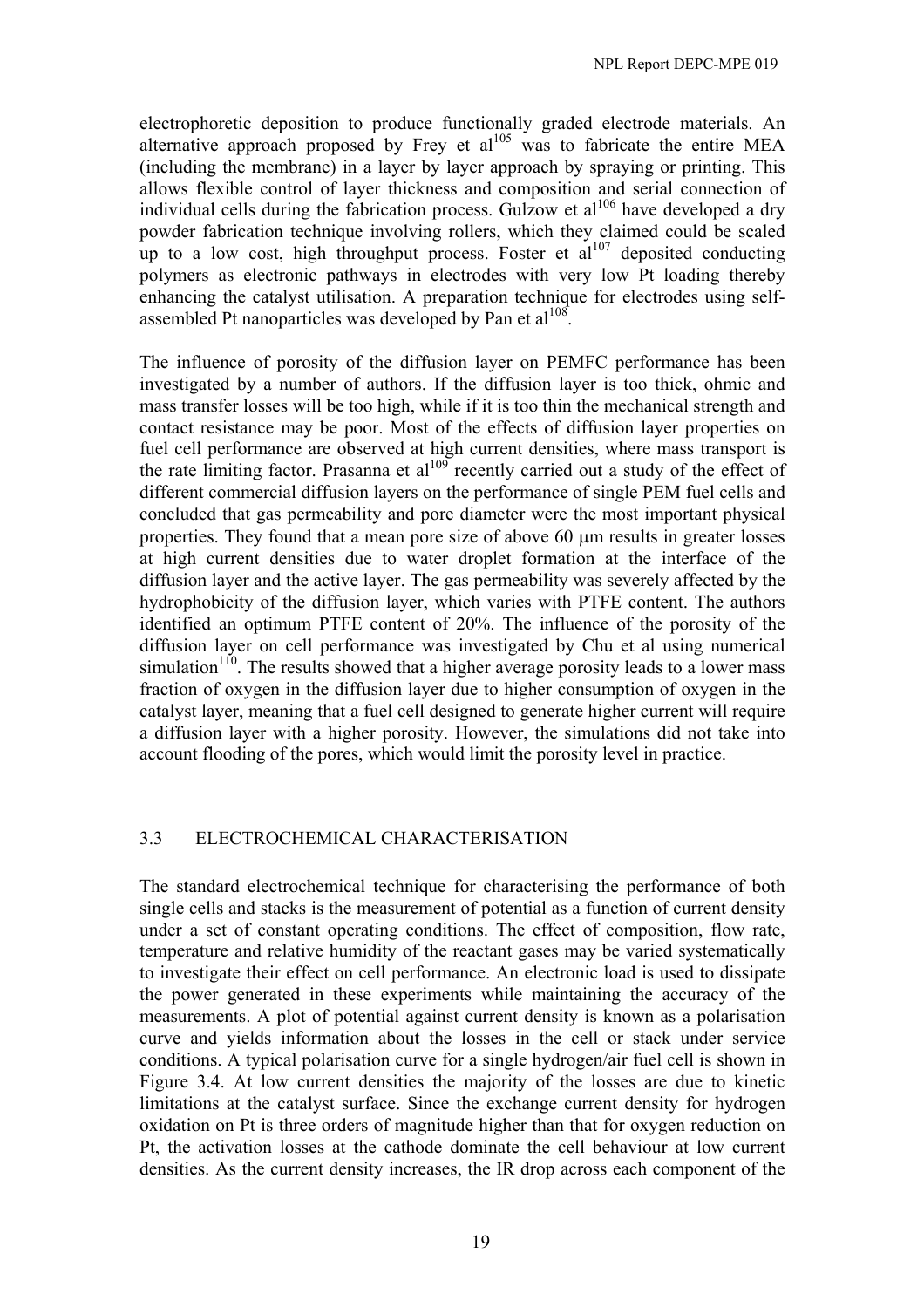electrophoretic deposition to produce functionally graded electrode materials. An alternative approach proposed by Frey et al[105] was to fabricate the entire MEA (including the membrane) in a layer by layer approach by spraying or printing. This allows flexible control of layer thickness and composition and serial connection of individual cells during the fabrication process. Gulzow et al[106] have developed a dry powder fabrication technique involving rollers, which they claimed could be scaled up to a low cost, high throughput process. Foster et al[107] deposited conducting polymers as electronic pathways in electrodes with very low Pt loading thereby enhancing the catalyst utilisation. A preparation technique for electrodes using self-assembled Pt nanoparticles was developed by Pan et al[108].

The influence of porosity of the diffusion layer on PEMFC performance has been investigated by a number of authors. If the diffusion layer is too thick, ohmic and mass transfer losses will be too high, while if it is too thin the mechanical strength and contact resistance may be poor. Most of the effects of diffusion layer properties on fuel cell performance are observed at high current densities, where mass transport is the rate limiting factor. Prasanna et al[109] recently carried out a study of the effect of different commercial diffusion layers on the performance of single PEM fuel cells and concluded that gas permeability and pore diameter were the most important physical properties. They found that a mean pore size of above 60 μm results in greater losses at high current densities due to water droplet formation at the interface of the diffusion layer and the active layer. The gas permeability was severely affected by the hydrophobicity of the diffusion layer, which varies with PTFE content. The authors identified an optimum PTFE content of 20%. The influence of the porosity of the diffusion layer on cell performance was investigated by Chu et al using numerical simulation[110]. The results showed that a higher average porosity leads to a lower mass fraction of oxygen in the diffusion layer due to higher consumption of oxygen in the catalyst layer, meaning that a fuel cell designed to generate higher current will require a diffusion layer with a higher porosity. However, the simulations did not take into account flooding of the pores, which would limit the porosity level in practice.

## 3.3 ELECTROCHEMICAL CHARACTERISATION

The standard electrochemical technique for characterising the performance of both single cells and stacks is the measurement of potential as a function of current density under a set of constant operating conditions. The effect of composition, flow rate, temperature and relative humidity of the reactant gases may be varied systematically to investigate their effect on cell performance. An electronic load is used to dissipate the power generated in these experiments while maintaining the accuracy of the measurements. A plot of potential against current density is known as a polarisation curve and yields information about the losses in the cell or stack under service conditions. A typical polarisation curve for a single hydrogen/air fuel cell is shown in Figure 3.4. At low current densities the majority of the losses are due to kinetic limitations at the catalyst surface. Since the exchange current density for hydrogen oxidation on Pt is three orders of magnitude higher than that for oxygen reduction on Pt, the activation losses at the cathode dominate the cell behaviour at low current densities. As the current density increases, the IR drop across each component of the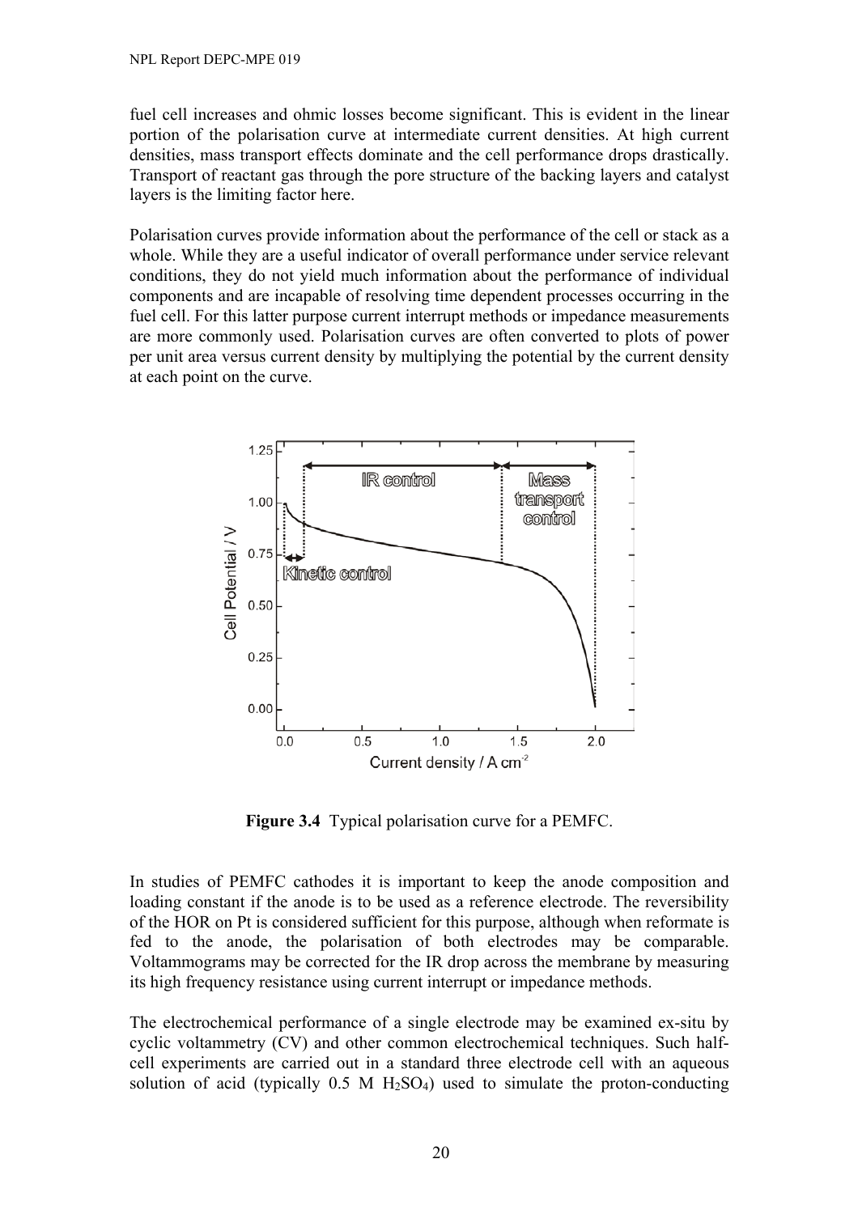fuel cell increases and ohmic losses become significant. This is evident in the linear portion of the polarisation curve at intermediate current densities. At high current densities, mass transport effects dominate and the cell performance drops drastically. Transport of reactant gas through the pore structure of the backing layers and catalyst layers is the limiting factor here.

Polarisation curves provide information about the performance of the cell or stack as a whole. While they are a useful indicator of overall performance under service relevant conditions, they do not yield much information about the performance of individual components and are incapable of resolving time dependent processes occurring in the fuel cell. For this latter purpose current interrupt methods or impedance measurements are more commonly used. Polarisation curves are often converted to plots of power per unit area versus current density by multiplying the potential by the current density at each point on the curve.

**Figure 3.4** Typical polarisation curve for a PEMFC.

In studies of PEMFC cathodes it is important to keep the anode composition and loading constant if the anode is to be used as a reference electrode. The reversibility of the HOR on Pt is considered sufficient for this purpose, although when reformate is fed to the anode, the polarisation of both electrodes may be comparable. Voltammograms may be corrected for the IR drop across the membrane by measuring its high frequency resistance using current interrupt or impedance methods.

The electrochemical performance of a single electrode may be examined ex-situ by cyclic voltammetry (CV) and other common electrochemical techniques. Such half-cell experiments are carried out in a standard three electrode cell with an aqueous solution of acid (typically 0.5 M $H_2SO_4$) used to simulate the proton-conducting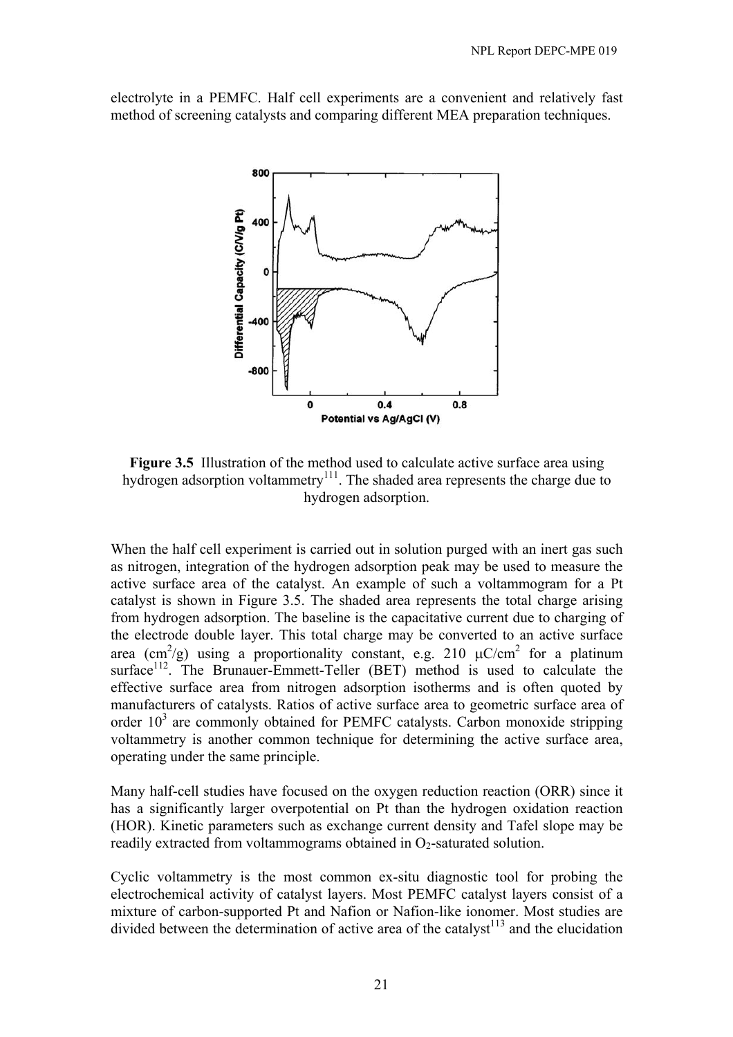electrolyte in a PEMFC. Half cell experiments are a convenient and relatively fast method of screening catalysts and comparing different MEA preparation techniques.

**Figure 3.5** Illustration of the method used to calculate active surface area using hydrogen adsorption voltammetry[111]. The shaded area represents the charge due to hydrogen adsorption.

When the half cell experiment is carried out in solution purged with an inert gas such as nitrogen, integration of the hydrogen adsorption peak may be used to measure the active surface area of the catalyst. An example of such a voltammogram for a Pt catalyst is shown in Figure 3.5. The shaded area represents the total charge arising from hydrogen adsorption. The baseline is the capacitative current due to charging of the electrode double layer. This total charge may be converted to an active surface area ($cm^2/g$) using a proportionality constant, e.g. 210 $\mu C/cm^2$ for a platinum surface[112]. The Brunauer-Emmett-Teller (BET) method is used to calculate the effective surface area from nitrogen adsorption isotherms and is often quoted by manufacturers of catalysts. Ratios of active surface area to geometric surface area of order $10^3$ are commonly obtained for PEMFC catalysts. Carbon monoxide stripping voltammetry is another common technique for determining the active surface area, operating under the same principle.

Many half-cell studies have focused on the oxygen reduction reaction (ORR) since it has a significantly larger overpotential on Pt than the hydrogen oxidation reaction (HOR). Kinetic parameters such as exchange current density and Tafel slope may be readily extracted from voltammograms obtained in $O_2$-saturated solution.

Cyclic voltammetry is the most common ex-situ diagnostic tool for probing the electrochemical activity of catalyst layers. Most PEMFC catalyst layers consist of a mixture of carbon-supported Pt and Nafion or Nafion-like ionomer. Most studies are divided between the determination of active area of the catalyst[113] and the elucidation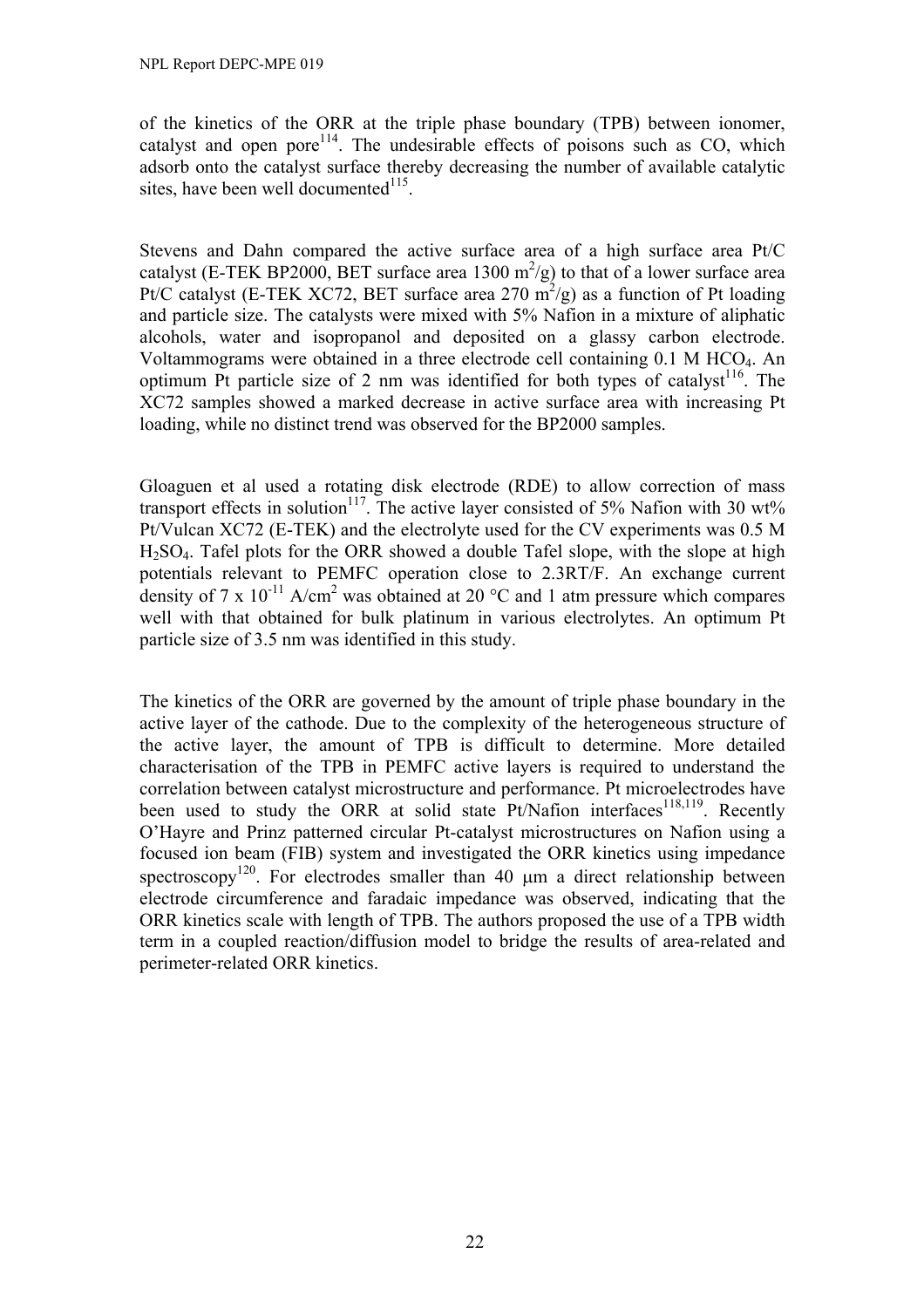of the kinetics of the ORR at the triple phase boundary (TPB) between ionomer, catalyst and open pore[114]. The undesirable effects of poisons such as CO, which adsorb onto the catalyst surface thereby decreasing the number of available catalytic sites, have been well documented[115].

Stevens and Dahn compared the active surface area of a high surface area Pt/C catalyst (E-TEK BP2000, BET surface area 1300 $m^2/g$) to that of a lower surface area Pt/C catalyst (E-TEK XC72, BET surface area 270 $m^2/g$) as a function of Pt loading and particle size. The catalysts were mixed with 5% Nafion in a mixture of aliphatic alcohols, water and isopropanol and deposited on a glassy carbon electrode. Voltammograms were obtained in a three electrode cell containing 0.1 M $HCO_4$. An optimum Pt particle size of 2 nm was identified for both types of catalyst[116]. The XC72 samples showed a marked decrease in active surface area with increasing Pt loading, while no distinct trend was observed for the BP2000 samples.

Gloaguen et al used a rotating disk electrode (RDE) to allow correction of mass transport effects in solution[117]. The active layer consisted of 5% Nafion with 30 wt% Pt/Vulcan XC72 (E-TEK) and the electrolyte used for the CV experiments was 0.5 M $H_2SO_4$. Tafel plots for the ORR showed a double Tafel slope, with the slope at high potentials relevant to PEMFC operation close to 2.3RT/F. An exchange current density of $7 \times 10^{-11}$ A/cm$^2$ was obtained at 20 °C and 1 atm pressure which compares well with that obtained for bulk platinum in various electrolytes. An optimum Pt particle size of 3.5 nm was identified in this study.

The kinetics of the ORR are governed by the amount of triple phase boundary in the active layer of the cathode. Due to the complexity of the heterogeneous structure of the active layer, the amount of TPB is difficult to determine. More detailed characterisation of the TPB in PEMFC active layers is required to understand the correlation between catalyst microstructure and performance. Pt microelectrodes have been used to study the ORR at solid state Pt/Nafion interfaces[118,119]. Recently O'Hayre and Prinz patterned circular Pt-catalyst microstructures on Nafion using a focused ion beam (FIB) system and investigated the ORR kinetics using impedance spectroscopy[120]. For electrodes smaller than 40 μm a direct relationship between electrode circumference and faradaic impedance was observed, indicating that the ORR kinetics scale with length of TPB. The authors proposed the use of a TPB width term in a coupled reaction/diffusion model to bridge the results of area-related and perimeter-related ORR kinetics.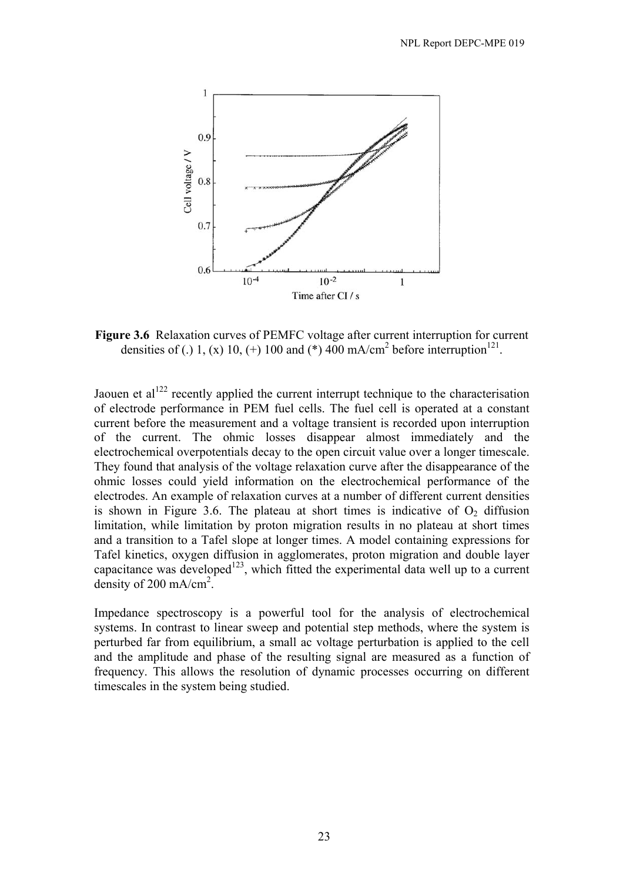**Figure 3.6** Relaxation curves of PEMFC voltage after current interruption for current densities of (.) 1, (x) 10, (+) 100 and (*) 400 mA/cm$^2$ before interruption[121].

Jaouen et al[122] recently applied the current interrupt technique to the characterisation of electrode performance in PEM fuel cells. The fuel cell is operated at a constant current before the measurement and a voltage transient is recorded upon interruption of the current. The ohmic losses disappear almost immediately and the electrochemical overpotentials decay to the open circuit value over a longer timescale. They found that analysis of the voltage relaxation curve after the disappearance of the ohmic losses could yield information on the electrochemical performance of the electrodes. An example of relaxation curves at a number of different current densities is shown in Figure 3.6. The plateau at short times is indicative of $O_2$ diffusion limitation, while limitation by proton migration results in no plateau at short times and a transition to a Tafel slope at longer times. A model containing expressions for Tafel kinetics, oxygen diffusion in agglomerates, proton migration and double layer capacitance was developed[123], which fitted the experimental data well up to a current density of 200 mA/cm$^2$.

Impedance spectroscopy is a powerful tool for the analysis of electrochemical systems. In contrast to linear sweep and potential step methods, where the system is perturbed far from equilibrium, a small ac voltage perturbation is applied to the cell and the amplitude and phase of the resulting signal are measured as a function of frequency. This allows the resolution of dynamic processes occurring on different timescales in the system being studied.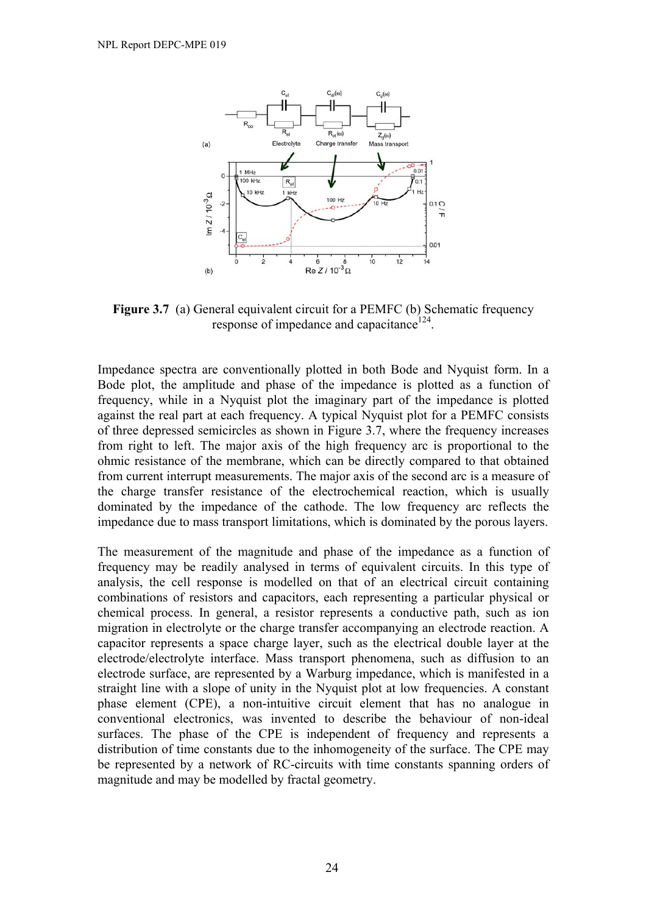**Figure 3.7** (a) General equivalent circuit for a PEMFC (b) Schematic frequency response of impedance and capacitance[124].

Impedance spectra are conventionally plotted in both Bode and Nyquist form. In a Bode plot, the amplitude and phase of the impedance is plotted as a function of frequency, while in a Nyquist plot the imaginary part of the impedance is plotted against the real part at each frequency. A typical Nyquist plot for a PEMFC consists of three depressed semicircles as shown in Figure 3.7, where the frequency increases from right to left. The major axis of the high frequency arc is proportional to the ohmic resistance of the membrane, which can be directly compared to that obtained from current interrupt measurements. The major axis of the second arc is a measure of the charge transfer resistance of the electrochemical reaction, which is usually dominated by the impedance of the cathode. The low frequency arc reflects the impedance due to mass transport limitations, which is dominated by the porous layers.

The measurement of the magnitude and phase of the impedance as a function of frequency may be readily analysed in terms of equivalent circuits. In this type of analysis, the cell response is modelled on that of an electrical circuit containing combinations of resistors and capacitors, each representing a particular physical or chemical process. In general, a resistor represents a conductive path, such as ion migration in electrolyte or the charge transfer accompanying an electrode reaction. A capacitor represents a space charge layer, such as the electrical double layer at the electrode/electrolyte interface. Mass transport phenomena, such as diffusion to an electrode surface, are represented by a Warburg impedance, which is manifested in a straight line with a slope of unity in the Nyquist plot at low frequencies. A constant phase element (CPE), a non-intuitive circuit element that has no analogue in conventional electronics, was invented to describe the behaviour of non-ideal surfaces. The phase of the CPE is independent of frequency and represents a distribution of time constants due to the inhomogeneity of the surface. The CPE may be represented by a network of RC-circuits with time constants spanning orders of magnitude and may be modelled by fractal geometry.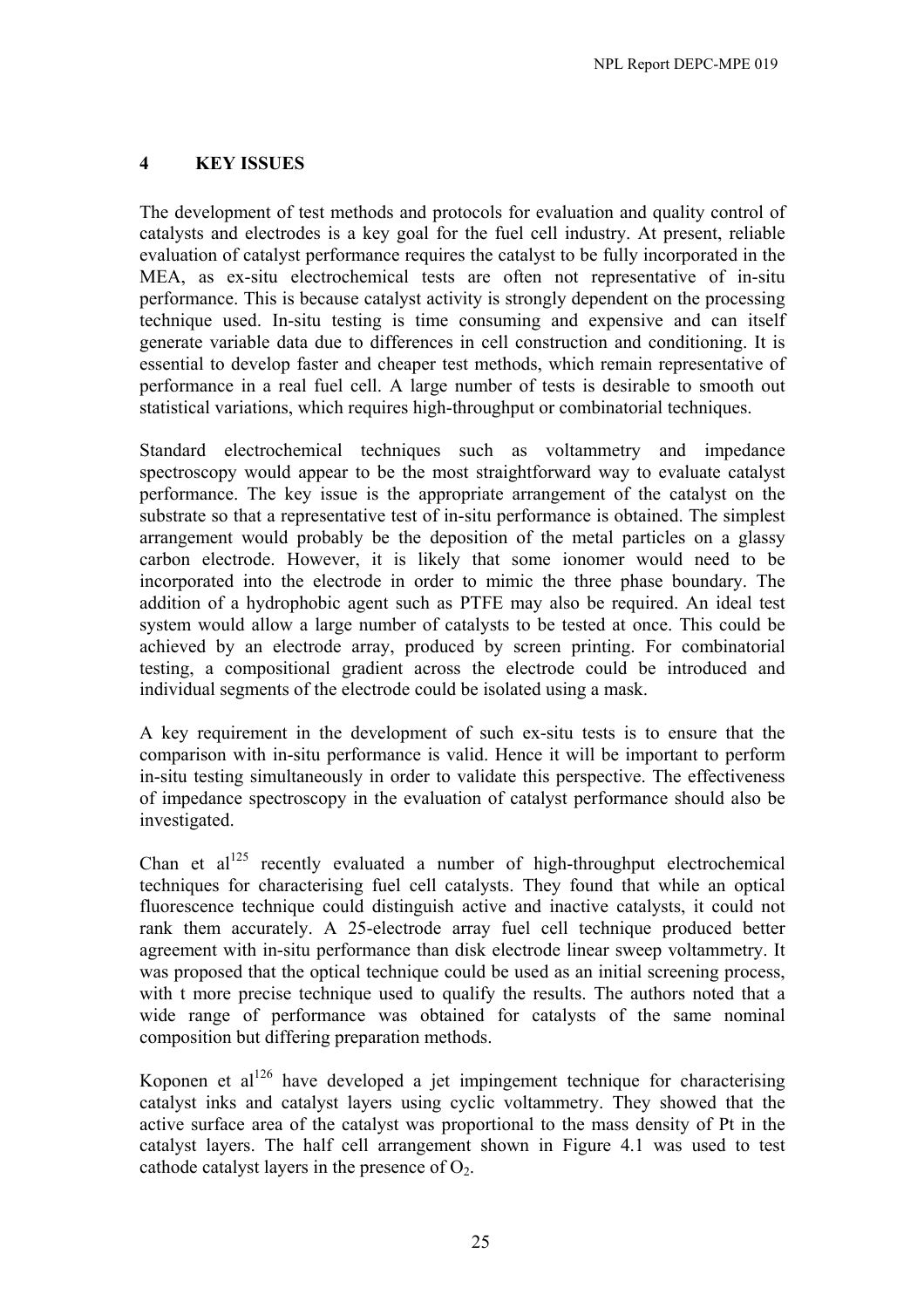# 4 KEY ISSUES

The development of test methods and protocols for evaluation and quality control of catalysts and electrodes is a key goal for the fuel cell industry. At present, reliable evaluation of catalyst performance requires the catalyst to be fully incorporated in the MEA, as ex-situ electrochemical tests are often not representative of in-situ performance. This is because catalyst activity is strongly dependent on the processing technique used. In-situ testing is time consuming and expensive and can itself generate variable data due to differences in cell construction and conditioning. It is essential to develop faster and cheaper test methods, which remain representative of performance in a real fuel cell. A large number of tests is desirable to smooth out statistical variations, which requires high-throughput or combinatorial techniques.

Standard electrochemical techniques such as voltammetry and impedance spectroscopy would appear to be the most straightforward way to evaluate catalyst performance. The key issue is the appropriate arrangement of the catalyst on the substrate so that a representative test of in-situ performance is obtained. The simplest arrangement would probably be the deposition of the metal particles on a glassy carbon electrode. However, it is likely that some ionomer would need to be incorporated into the electrode in order to mimic the three phase boundary. The addition of a hydrophobic agent such as PTFE may also be required. An ideal test system would allow a large number of catalysts to be tested at once. This could be achieved by an electrode array, produced by screen printing. For combinatorial testing, a compositional gradient across the electrode could be introduced and individual segments of the electrode could be isolated using a mask.

A key requirement in the development of such ex-situ tests is to ensure that the comparison with in-situ performance is valid. Hence it will be important to perform in-situ testing simultaneously in order to validate this perspective. The effectiveness of impedance spectroscopy in the evaluation of catalyst performance should also be investigated.

Chan et al[125] recently evaluated a number of high-throughput electrochemical techniques for characterising fuel cell catalysts. They found that while an optical fluorescence technique could distinguish active and inactive catalysts, it could not rank them accurately. A 25-electrode array fuel cell technique produced better agreement with in-situ performance than disk electrode linear sweep voltammetry. It was proposed that the optical technique could be used as an initial screening process, with t more precise technique used to qualify the results. The authors noted that a wide range of performance was obtained for catalysts of the same nominal composition but differing preparation methods.

Koponen et al[126] have developed a jet impingement technique for characterising catalyst inks and catalyst layers using cyclic voltammetry. They showed that the active surface area of the catalyst was proportional to the mass density of Pt in the catalyst layers. The half cell arrangement shown in Figure 4.1 was used to test cathode catalyst layers in the presence of $O_2$.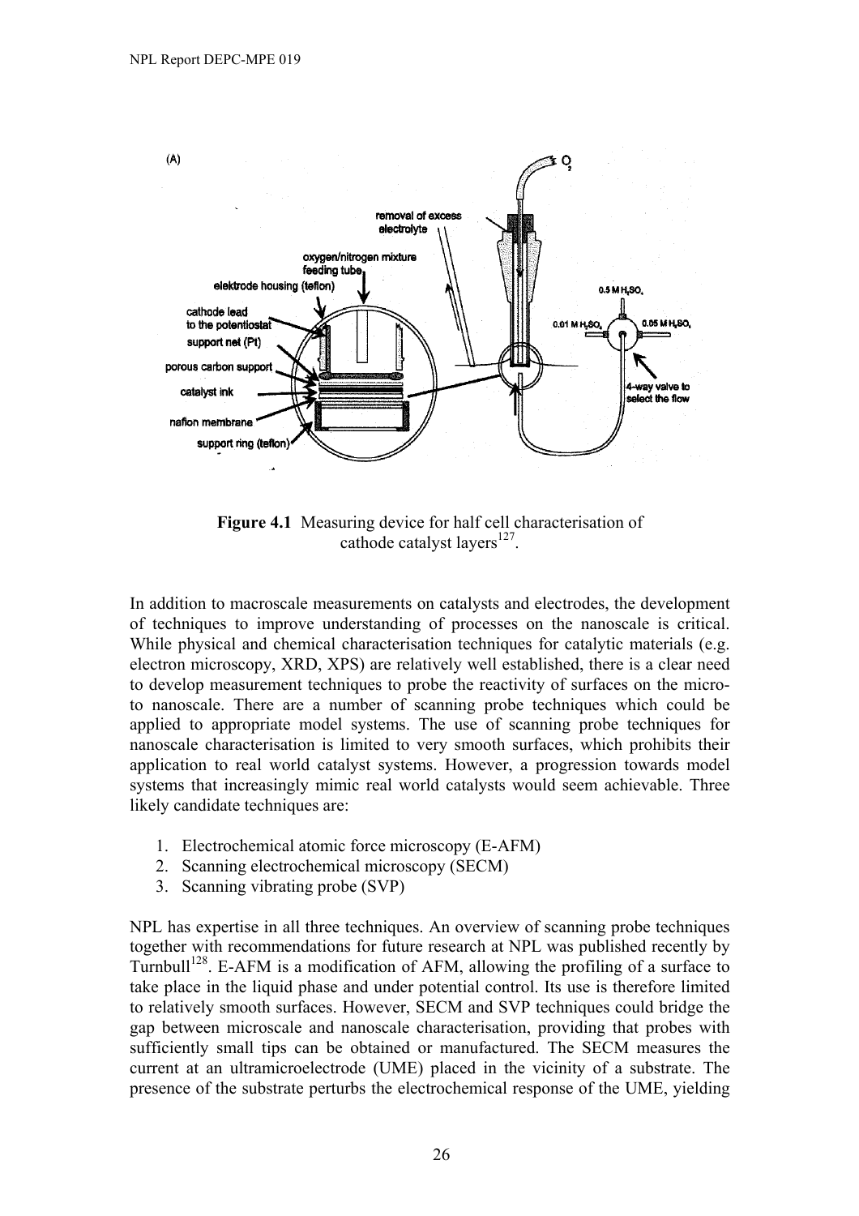**Figure 4.1** Measuring device for half cell characterisation of cathode catalyst layers[127].

In addition to macroscale measurements on catalysts and electrodes, the development of techniques to improve understanding of processes on the nanoscale is critical. While physical and chemical characterisation techniques for catalytic materials (e.g. electron microscopy, XRD, XPS) are relatively well established, there is a clear need to develop measurement techniques to probe the reactivity of surfaces on the micro- to nanoscale. There are a number of scanning probe techniques which could be applied to appropriate model systems. The use of scanning probe techniques for nanoscale characterisation is limited to very smooth surfaces, which prohibits their application to real world catalyst systems. However, a progression towards model systems that increasingly mimic real world catalysts would seem achievable. Three likely candidate techniques are:

1. Electrochemical atomic force microscopy (E-AFM)
2. Scanning electrochemical microscopy (SECM)
3. Scanning vibrating probe (SVP)

NPL has expertise in all three techniques. An overview of scanning probe techniques together with recommendations for future research at NPL was published recently by Turnbull[128]. E-AFM is a modification of AFM, allowing the profiling of a surface to take place in the liquid phase and under potential control. Its use is therefore limited to relatively smooth surfaces. However, SECM and SVP techniques could bridge the gap between microscale and nanoscale characterisation, providing that probes with sufficiently small tips can be obtained or manufactured. The SECM measures the current at an ultramicroelectrode (UME) placed in the vicinity of a substrate. The presence of the substrate perturbs the electrochemical response of the UME, yielding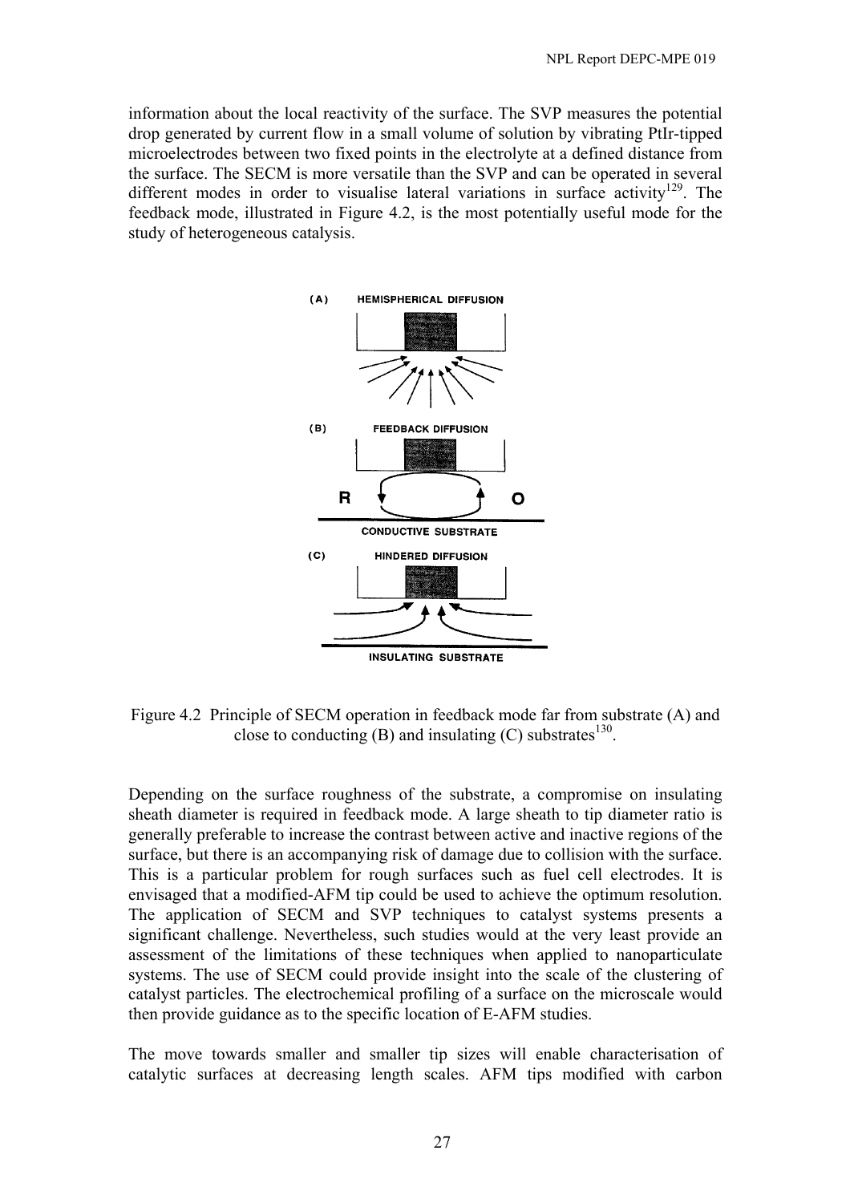information about the local reactivity of the surface. The SVP measures the potential drop generated by current flow in a small volume of solution by vibrating PtIr-tipped microelectrodes between two fixed points in the electrolyte at a defined distance from the surface. The SECM is more versatile than the SVP and can be operated in several different modes in order to visualise lateral variations in surface activity[129]. The feedback mode, illustrated in Figure 4.2, is the most potentially useful mode for the study of heterogeneous catalysis.

Figure 4.2 Principle of SECM operation in feedback mode far from substrate (A) and close to conducting (B) and insulating (C) substrates[130].

Depending on the surface roughness of the substrate, a compromise on insulating sheath diameter is required in feedback mode. A large sheath to tip diameter ratio is generally preferable to increase the contrast between active and inactive regions of the surface, but there is an accompanying risk of damage due to collision with the surface. This is a particular problem for rough surfaces such as fuel cell electrodes. It is envisaged that a modified-AFM tip could be used to achieve the optimum resolution. The application of SECM and SVP techniques to catalyst systems presents a significant challenge. Nevertheless, such studies would at the very least provide an assessment of the limitations of these techniques when applied to nanoparticulate systems. The use of SECM could provide insight into the scale of the clustering of catalyst particles. The electrochemical profiling of a surface on the microscale would then provide guidance as to the specific location of E-AFM studies.

The move towards smaller and smaller tip sizes will enable characterisation of catalytic surfaces at decreasing length scales. AFM tips modified with carbon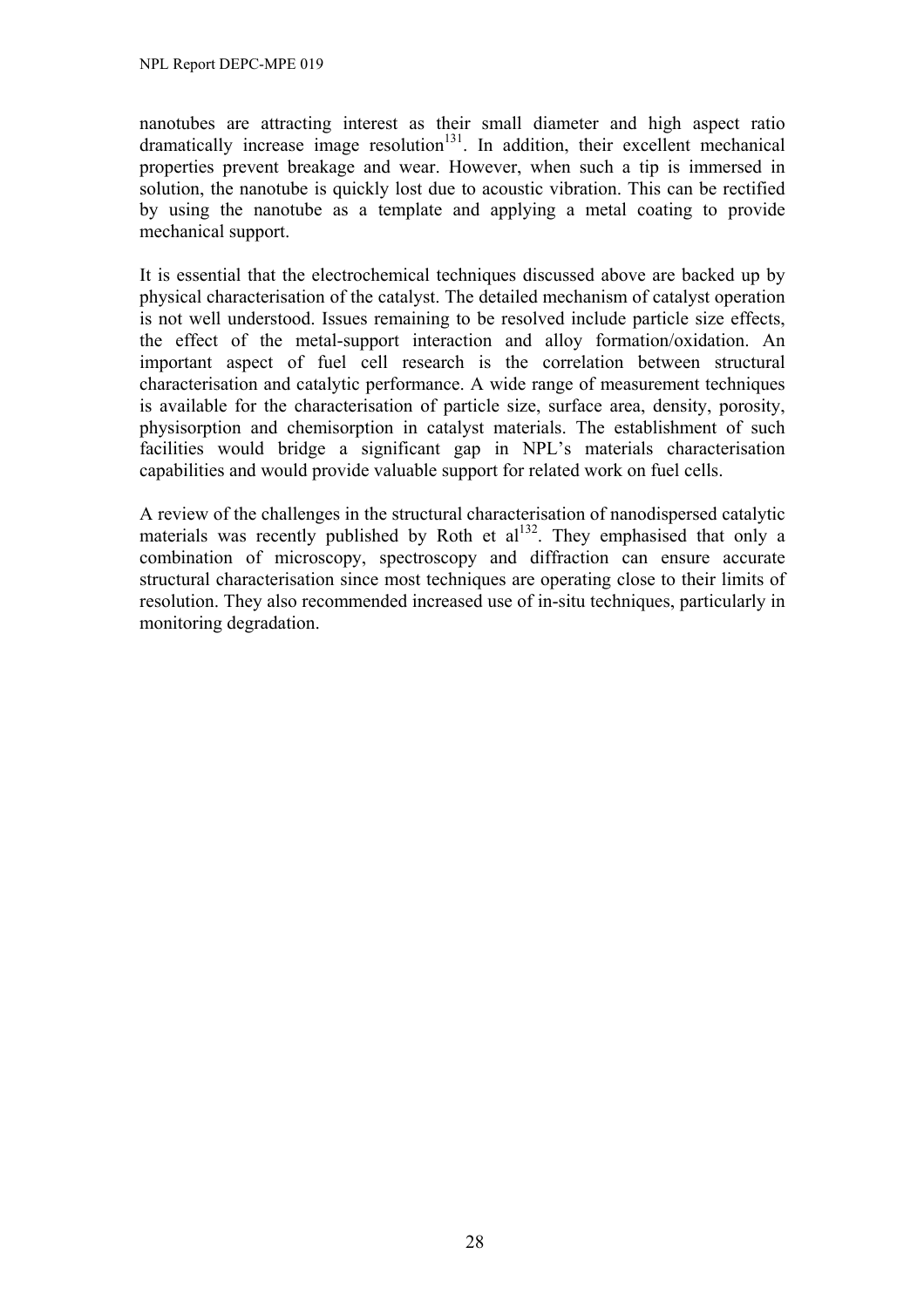nanotubes are attracting interest as their small diameter and high aspect ratio dramatically increase image resolution[131]. In addition, their excellent mechanical properties prevent breakage and wear. However, when such a tip is immersed in solution, the nanotube is quickly lost due to acoustic vibration. This can be rectified by using the nanotube as a template and applying a metal coating to provide mechanical support.

It is essential that the electrochemical techniques discussed above are backed up by physical characterisation of the catalyst. The detailed mechanism of catalyst operation is not well understood. Issues remaining to be resolved include particle size effects, the effect of the metal-support interaction and alloy formation/oxidation. An important aspect of fuel cell research is the correlation between structural characterisation and catalytic performance. A wide range of measurement techniques is available for the characterisation of particle size, surface area, density, porosity, physisorption and chemisorption in catalyst materials. The establishment of such facilities would bridge a significant gap in NPL's materials characterisation capabilities and would provide valuable support for related work on fuel cells.

A review of the challenges in the structural characterisation of nanodispersed catalytic materials was recently published by Roth et al[132]. They emphasised that only a combination of microscopy, spectroscopy and diffraction can ensure accurate structural characterisation since most techniques are operating close to their limits of resolution. They also recommended increased use of in-situ techniques, particularly in monitoring degradation.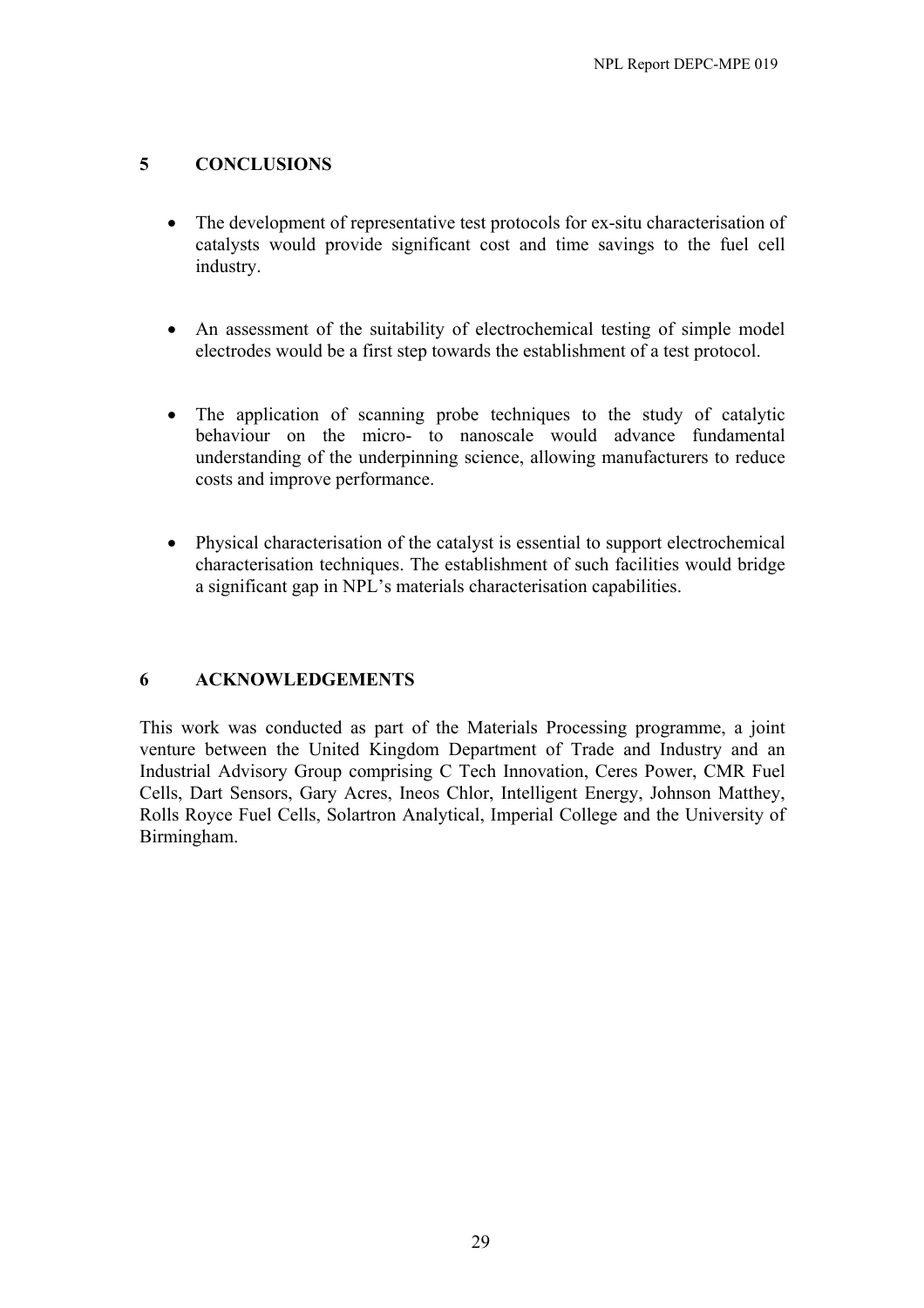## 5 CONCLUSIONS

- The development of representative test protocols for ex-situ characterisation of catalysts would provide significant cost and time savings to the fuel cell industry.

- An assessment of the suitability of electrochemical testing of simple model electrodes would be a first step towards the establishment of a test protocol.

- The application of scanning probe techniques to the study of catalytic behaviour on the micro- to nanoscale would advance fundamental understanding of the underpinning science, allowing manufacturers to reduce costs and improve performance.

- Physical characterisation of the catalyst is essential to support electrochemical characterisation techniques. The establishment of such facilities would bridge a significant gap in NPL's materials characterisation capabilities.

## 6 ACKNOWLEDGEMENTS

This work was conducted as part of the Materials Processing programme, a joint venture between the United Kingdom Department of Trade and Industry and an Industrial Advisory Group comprising C Tech Innovation, Ceres Power, CMR Fuel Cells, Dart Sensors, Gary Acres, Ineos Chlor, Intelligent Energy, Johnson Matthey, Rolls Royce Fuel Cells, Solartron Analytical, Imperial College and the University of Birmingham.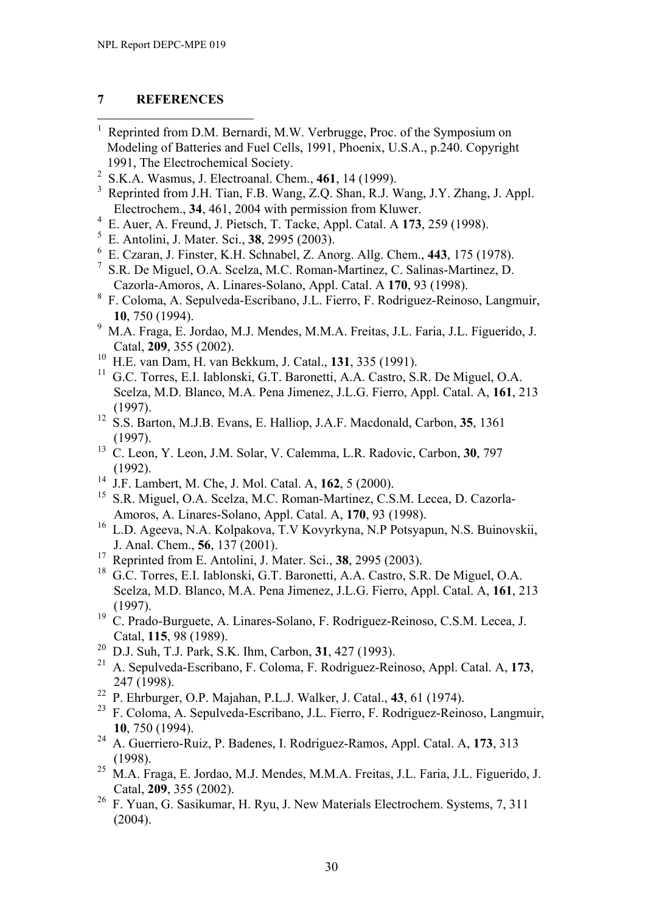## 7 REFERENCES

1. Reprinted from D.M. Bernardi, M.W. Verbrugge, Proc. of the Symposium on Modeling of Batteries and Fuel Cells, 1991, Phoenix, U.S.A., p.240. Copyright 1991, The Electrochemical Society.
2. S.K.A. Wasmus, J. Electroanal. Chem., **461**, 14 (1999).
3. Reprinted from J.H. Tian, F.B. Wang, Z.Q. Shan, R.J. Wang, J.Y. Zhang, J. Appl. Electrochem., **34**, 461, 2004 with permission from Kluwer.
4. E. Auer, A. Freund, J. Pietsch, T. Tacke, Appl. Catal. A **173**, 259 (1998).
5. E. Antolini, J. Mater. Sci., **38**, 2995 (2003).
6. E. Czaran, J. Finster, K.H. Schnabel, Z. Anorg. Allg. Chem., **443**, 175 (1978).
7. S.R. De Miguel, O.A. Scelza, M.C. Roman-Martinez, C. Salinas-Martinez, D. Cazorla-Amoros, A. Linares-Solano, Appl. Catal. A **170**, 93 (1998).
8. F. Coloma, A. Sepulveda-Escribano, J.L. Fierro, F. Rodriguez-Reinoso, Langmuir, **10**, 750 (1994).
9. M.A. Fraga, E. Jordao, M.J. Mendes, M.M.A. Freitas, J.L. Faria, J.L. Figuerido, J. Catal, **209**, 355 (2002).
10. H.E. van Dam, H. van Bekkum, J. Catal., **131**, 335 (1991).
11. G.C. Torres, E.I. Iablonski, G.T. Baronetti, A.A. Castro, S.R. De Miguel, O.A. Scelza, M.D. Blanco, M.A. Pena Jimenez, J.L.G. Fierro, Appl. Catal. A, **161**, 213 (1997).
12. S.S. Barton, M.J.B. Evans, E. Halliop, J.A.F. Macdonald, Carbon, **35**, 1361 (1997).
13. C. Leon, Y. Leon, J.M. Solar, V. Calemma, L.R. Radovic, Carbon, **30**, 797 (1992).
14. J.F. Lambert, M. Che, J. Mol. Catal. A, **162**, 5 (2000).
15. S.R. Miguel, O.A. Scelza, M.C. Roman-Martinez, C.S.M. Lecea, D. Cazorla-Amoros, A. Linares-Solano, Appl. Catal. A, **170**, 93 (1998).
16. L.D. Ageeva, N.A. Kolpakova, T.V Kovyrkyna, N.P Potsyapun, N.S. Buinovskii, J. Anal. Chem., **56**, 137 (2001).
17. Reprinted from E. Antolini, J. Mater. Sci., **38**, 2995 (2003).
18. G.C. Torres, E.I. Iablonski, G.T. Baronetti, A.A. Castro, S.R. De Miguel, O.A. Scelza, M.D. Blanco, M.A. Pena Jimenez, J.L.G. Fierro, Appl. Catal. A, **161**, 213 (1997).
19. C. Prado-Burguete, A. Linares-Solano, F. Rodriguez-Reinoso, C.S.M. Lecea, J. Catal, **115**, 98 (1989).
20. D.J. Suh, T.J. Park, S.K. Ihm, Carbon, **31**, 427 (1993).
21. A. Sepulveda-Escribano, F. Coloma, F. Rodriguez-Reinoso, Appl. Catal. A, **173**, 247 (1998).
22. P. Ehrburger, O.P. Majahan, P.L.J. Walker, J. Catal., **43**, 61 (1974).
23. F. Coloma, A. Sepulveda-Escribano, J.L. Fierro, F. Rodriguez-Reinoso, Langmuir, **10**, 750 (1994).
24. A. Guerriero-Ruiz, P. Badenes, I. Rodriguez-Ramos, Appl. Catal. A, **173**, 313 (1998).
25. M.A. Fraga, E. Jordao, M.J. Mendes, M.M.A. Freitas, J.L. Faria, J.L. Figuerido, J. Catal, **209**, 355 (2002).
26. F. Yuan, G. Sasikumar, H. Ryu, J. New Materials Electrochem. Systems, 7, 311 (2004).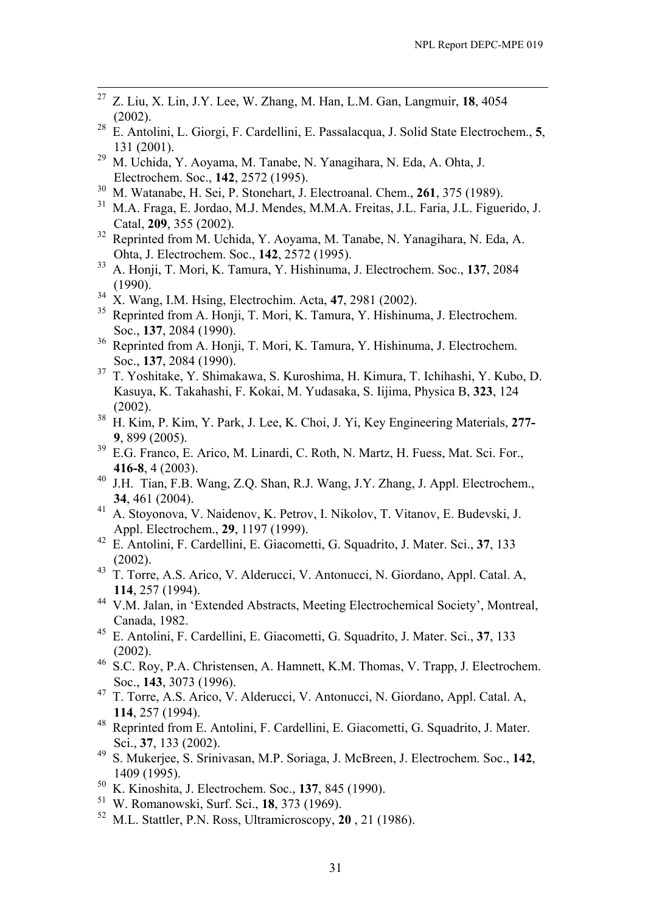[27] Z. Liu, X. Lin, J.Y. Lee, W. Zhang, M. Han, L.M. Gan, Langmuir, **18**, 4054 (2002).

[28] E. Antolini, L. Giorgi, F. Cardellini, E. Passalacqua, J. Solid State Electrochem., **5**, 131 (2001).

[29] M. Uchida, Y. Aoyama, M. Tanabe, N. Yanagihara, N. Eda, A. Ohta, J. Electrochem. Soc., **142**, 2572 (1995).

[30] M. Watanabe, H. Sei, P. Stonehart, J. Electroanal. Chem., **261**, 375 (1989).

[31] M.A. Fraga, E. Jordao, M.J. Mendes, M.M.A. Freitas, J.L. Faria, J.L. Figuerido, J. Catal, **209**, 355 (2002).

[32] Reprinted from M. Uchida, Y. Aoyama, M. Tanabe, N. Yanagihara, N. Eda, A. Ohta, J. Electrochem. Soc., **142**, 2572 (1995).

[33] A. Honji, T. Mori, K. Tamura, Y. Hishinuma, J. Electrochem. Soc., **137**, 2084 (1990).

[34] X. Wang, I.M. Hsing, Electrochim. Acta, **47**, 2981 (2002).

[35] Reprinted from A. Honji, T. Mori, K. Tamura, Y. Hishinuma, J. Electrochem. Soc., **137**, 2084 (1990).

[36] Reprinted from A. Honji, T. Mori, K. Tamura, Y. Hishinuma, J. Electrochem. Soc., **137**, 2084 (1990).

[37] T. Yoshitake, Y. Shimakawa, S. Kuroshima, H. Kimura, T. Ichihashi, Y. Kubo, D. Kasuya, K. Takahashi, F. Kokai, M. Yudasaka, S. Iijima, Physica B, **323**, 124 (2002).

[38] H. Kim, P. Kim, Y. Park, J. Lee, K. Choi, J. Yi, Key Engineering Materials, **277-9**, 899 (2005).

[39] E.G. Franco, E. Arico, M. Linardi, C. Roth, N. Martz, H. Fuess, Mat. Sci. For., **416-8**, 4 (2003).

[40] J.H. Tian, F.B. Wang, Z.Q. Shan, R.J. Wang, J.Y. Zhang, J. Appl. Electrochem., **34**, 461 (2004).

[41] A. Stoyonova, V. Naidenov, K. Petrov, I. Nikolov, T. Vitanov, E. Budevski, J. Appl. Electrochem., **29**, 1197 (1999).

[42] E. Antolini, F. Cardellini, E. Giacometti, G. Squadrito, J. Mater. Sci., **37**, 133 (2002).

[43] T. Torre, A.S. Arico, V. Alderucci, V. Antonucci, N. Giordano, Appl. Catal. A, **114**, 257 (1994).

[44] V.M. Jalan, in 'Extended Abstracts, Meeting Electrochemical Society', Montreal, Canada, 1982.

[45] E. Antolini, F. Cardellini, E. Giacometti, G. Squadrito, J. Mater. Sci., **37**, 133 (2002).

[46] S.C. Roy, P.A. Christensen, A. Hamnett, K.M. Thomas, V. Trapp, J. Electrochem. Soc., **143**, 3073 (1996).

[47] T. Torre, A.S. Arico, V. Alderucci, V. Antonucci, N. Giordano, Appl. Catal. A, **114**, 257 (1994).

[48] Reprinted from E. Antolini, F. Cardellini, E. Giacometti, G. Squadrito, J. Mater. Sci., **37**, 133 (2002).

[49] S. Mukerjee, S. Srinivasan, M.P. Soriaga, J. McBreen, J. Electrochem. Soc., **142**, 1409 (1995).

[50] K. Kinoshita, J. Electrochem. Soc., **137**, 845 (1990).

[51] W. Romanowski, Surf. Sci., **18**, 373 (1969).

[52] M.L. Stattler, P.N. Ross, Ultramicroscopy, **20** , 21 (1986).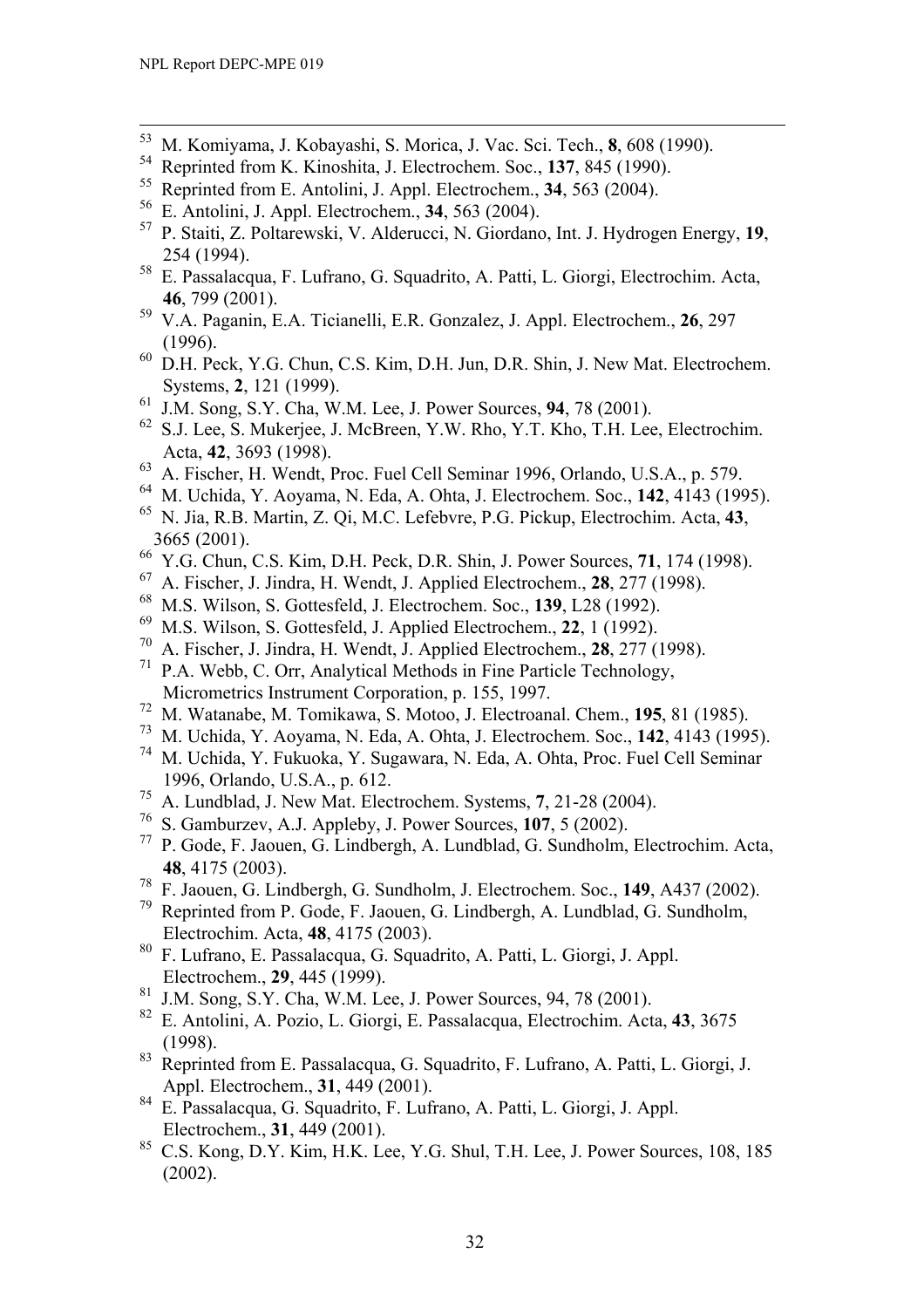[53] M. Komiyama, J. Kobayashi, S. Morica, J. Vac. Sci. Tech., **8**, 608 (1990).

[54] Reprinted from K. Kinoshita, J. Electrochem. Soc., **137**, 845 (1990).

[55] Reprinted from E. Antolini, J. Appl. Electrochem., **34**, 563 (2004).

[56] E. Antolini, J. Appl. Electrochem., **34**, 563 (2004).

[57] P. Staiti, Z. Poltarewski, V. Alderucci, N. Giordano, Int. J. Hydrogen Energy, **19**, 254 (1994).

[58] E. Passalacqua, F. Lufrano, G. Squadrito, A. Patti, L. Giorgi, Electrochim. Acta, **46**, 799 (2001).

[59] V.A. Paganin, E.A. Ticianelli, E.R. Gonzalez, J. Appl. Electrochem., **26**, 297 (1996).

[60] D.H. Peck, Y.G. Chun, C.S. Kim, D.H. Jun, D.R. Shin, J. New Mat. Electrochem. Systems, **2**, 121 (1999).

[61] J.M. Song, S.Y. Cha, W.M. Lee, J. Power Sources, **94**, 78 (2001).

[62] S.J. Lee, S. Mukerjee, J. McBreen, Y.W. Rho, Y.T. Kho, T.H. Lee, Electrochim. Acta, **42**, 3693 (1998).

[63] A. Fischer, H. Wendt, Proc. Fuel Cell Seminar 1996, Orlando, U.S.A., p. 579.

[64] M. Uchida, Y. Aoyama, N. Eda, A. Ohta, J. Electrochem. Soc., **142**, 4143 (1995).

[65] N. Jia, R.B. Martin, Z. Qi, M.C. Lefebvre, P.G. Pickup, Electrochim. Acta, **43**, 3665 (2001).

[66] Y.G. Chun, C.S. Kim, D.H. Peck, D.R. Shin, J. Power Sources, **71**, 174 (1998).

[67] A. Fischer, J. Jindra, H. Wendt, J. Applied Electrochem., **28**, 277 (1998).

[68] M.S. Wilson, S. Gottesfeld, J. Electrochem. Soc., **139**, L28 (1992).

[69] M.S. Wilson, S. Gottesfeld, J. Applied Electrochem., **22**, 1 (1992).

[70] A. Fischer, J. Jindra, H. Wendt, J. Applied Electrochem., **28**, 277 (1998).

[71] P.A. Webb, C. Orr, Analytical Methods in Fine Particle Technology, Micrometrics Instrument Corporation, p. 155, 1997.

[72] M. Watanabe, M. Tomikawa, S. Motoo, J. Electroanal. Chem., **195**, 81 (1985).

[73] M. Uchida, Y. Aoyama, N. Eda, A. Ohta, J. Electrochem. Soc., **142**, 4143 (1995).

[74] M. Uchida, Y. Fukuoka, Y. Sugawara, N. Eda, A. Ohta, Proc. Fuel Cell Seminar 1996, Orlando, U.S.A., p. 612.

[75] A. Lundblad, J. New Mat. Electrochem. Systems, **7**, 21-28 (2004).

[76] S. Gamburzev, A.J. Appleby, J. Power Sources, **107**, 5 (2002).

[77] P. Gode, F. Jaouen, G. Lindbergh, A. Lundblad, G. Sundholm, Electrochim. Acta, **48**, 4175 (2003).

[78] F. Jaouen, G. Lindbergh, G. Sundholm, J. Electrochem. Soc., **149**, A437 (2002).

[79] Reprinted from P. Gode, F. Jaouen, G. Lindbergh, A. Lundblad, G. Sundholm, Electrochim. Acta, **48**, 4175 (2003).

[80] F. Lufrano, E. Passalacqua, G. Squadrito, A. Patti, L. Giorgi, J. Appl. Electrochem., **29**, 445 (1999).

[81] J.M. Song, S.Y. Cha, W.M. Lee, J. Power Sources, 94, 78 (2001).

[82] E. Antolini, A. Pozio, L. Giorgi, E. Passalacqua, Electrochim. Acta, **43**, 3675 (1998).

[83] Reprinted from E. Passalacqua, G. Squadrito, F. Lufrano, A. Patti, L. Giorgi, J. Appl. Electrochem., **31**, 449 (2001).

[84] E. Passalacqua, G. Squadrito, F. Lufrano, A. Patti, L. Giorgi, J. Appl. Electrochem., **31**, 449 (2001).

[85] C.S. Kong, D.Y. Kim, H.K. Lee, Y.G. Shul, T.H. Lee, J. Power Sources, 108, 185 (2002).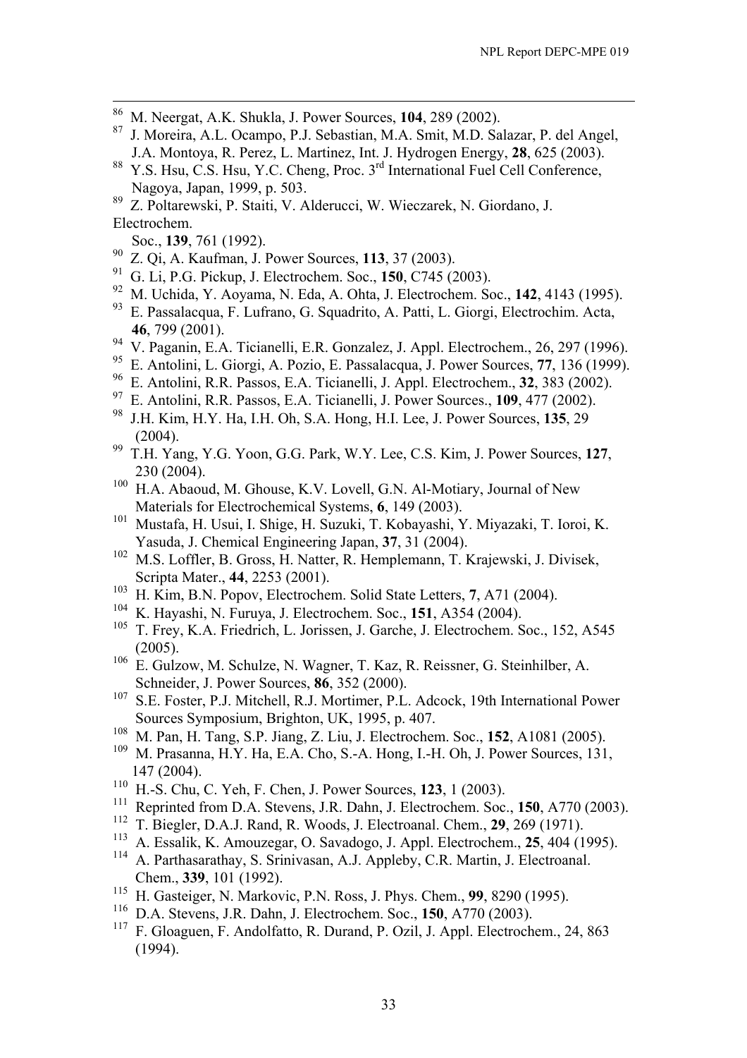[86] M. Neergat, A.K. Shukla, J. Power Sources, **104**, 289 (2002).

[87] J. Moreira, A.L. Ocampo, P.J. Sebastian, M.A. Smit, M.D. Salazar, P. del Angel, J.A. Montoya, R. Perez, L. Martinez, Int. J. Hydrogen Energy, **28**, 625 (2003).

[88] Y.S. Hsu, C.S. Hsu, Y.C. Cheng, Proc. 3rd International Fuel Cell Conference, Nagoya, Japan, 1999, p. 503.

[89] Z. Poltarewski, P. Staiti, V. Alderucci, W. Wieczarek, N. Giordano, J. Electrochem. Soc., **139**, 761 (1992).

[90] Z. Qi, A. Kaufman, J. Power Sources, **113**, 37 (2003).

[91] G. Li, P.G. Pickup, J. Electrochem. Soc., **150**, C745 (2003).

[92] M. Uchida, Y. Aoyama, N. Eda, A. Ohta, J. Electrochem. Soc., **142**, 4143 (1995).

[93] E. Passalacqua, F. Lufrano, G. Squadrito, A. Patti, L. Giorgi, Electrochim. Acta, **46**, 799 (2001).

[94] V. Paganin, E.A. Ticianelli, E.R. Gonzalez, J. Appl. Electrochem., 26, 297 (1996).

[95] E. Antolini, L. Giorgi, A. Pozio, E. Passalacqua, J. Power Sources, **77**, 136 (1999).

[96] E. Antolini, R.R. Passos, E.A. Ticianelli, J. Appl. Electrochem., **32**, 383 (2002).

[97] E. Antolini, R.R. Passos, E.A. Ticianelli, J. Power Sources., **109**, 477 (2002).

[98] J.H. Kim, H.Y. Ha, I.H. Oh, S.A. Hong, H.I. Lee, J. Power Sources, **135**, 29 (2004).

[99] T.H. Yang, Y.G. Yoon, G.G. Park, W.Y. Lee, C.S. Kim, J. Power Sources, **127**, 230 (2004).

[100] H.A. Abaoud, M. Ghouse, K.V. Lovell, G.N. Al-Motiary, Journal of New Materials for Electrochemical Systems, **6**, 149 (2003).

[101] Mustafa, H. Usui, I. Shige, H. Suzuki, T. Kobayashi, Y. Miyazaki, T. Ioroi, K. Yasuda, J. Chemical Engineering Japan, **37**, 31 (2004).

[102] M.S. Loffler, B. Gross, H. Natter, R. Hemplemann, T. Krajewski, J. Divisek, Scripta Mater., **44**, 2253 (2001).

[103] H. Kim, B.N. Popov, Electrochem. Solid State Letters, **7**, A71 (2004).

[104] K. Hayashi, N. Furuya, J. Electrochem. Soc., **151**, A354 (2004).

[105] T. Frey, K.A. Friedrich, L. Jorissen, J. Garche, J. Electrochem. Soc., 152, A545 (2005).

[106] E. Gulzow, M. Schulze, N. Wagner, T. Kaz, R. Reissner, G. Steinhilber, A. Schneider, J. Power Sources, **86**, 352 (2000).

[107] S.E. Foster, P.J. Mitchell, R.J. Mortimer, P.L. Adcock, 19th International Power Sources Symposium, Brighton, UK, 1995, p. 407.

[108] M. Pan, H. Tang, S.P. Jiang, Z. Liu, J. Electrochem. Soc., **152**, A1081 (2005).

[109] M. Prasanna, H.Y. Ha, E.A. Cho, S.-A. Hong, I.-H. Oh, J. Power Sources, 131, 147 (2004).

[110] H.-S. Chu, C. Yeh, F. Chen, J. Power Sources, **123**, 1 (2003).

[111] Reprinted from D.A. Stevens, J.R. Dahn, J. Electrochem. Soc., **150**, A770 (2003).

[112] T. Biegler, D.A.J. Rand, R. Woods, J. Electroanal. Chem., **29**, 269 (1971).

[113] A. Essalik, K. Amouzegar, O. Savadogo, J. Appl. Electrochem., **25**, 404 (1995).

[114] A. Parthasarathay, S. Srinivasan, A.J. Appleby, C.R. Martin, J. Electroanal. Chem., **339**, 101 (1992).

[115] H. Gasteiger, N. Markovic, P.N. Ross, J. Phys. Chem., **99**, 8290 (1995).

[116] D.A. Stevens, J.R. Dahn, J. Electrochem. Soc., **150**, A770 (2003).

[117] F. Gloaguen, F. Andolfatto, R. Durand, P. Ozil, J. Appl. Electrochem., 24, 863 (1994).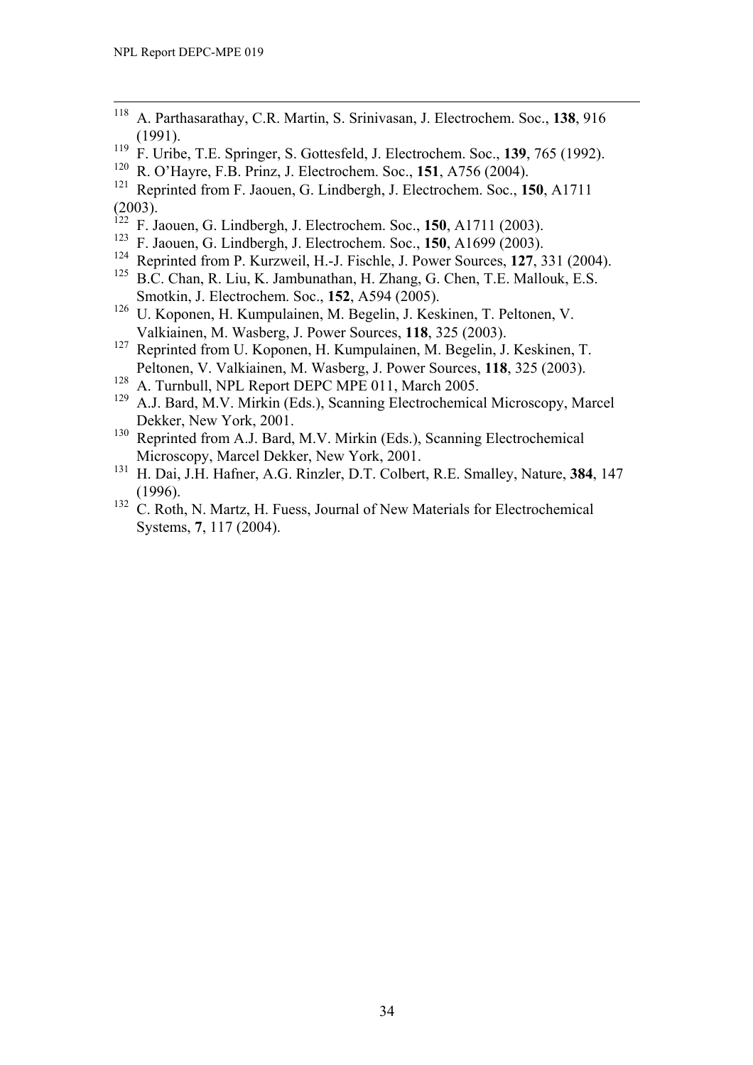[118] A. Parthasarathay, C.R. Martin, S. Srinivasan, J. Electrochem. Soc., **138**, 916 (1991).

[119] F. Uribe, T.E. Springer, S. Gottesfeld, J. Electrochem. Soc., **139**, 765 (1992).

[120] R. O'Hayre, F.B. Prinz, J. Electrochem. Soc., **151**, A756 (2004).

[121] Reprinted from F. Jaouen, G. Lindbergh, J. Electrochem. Soc., **150**, A1711 (2003).

[122] F. Jaouen, G. Lindbergh, J. Electrochem. Soc., **150**, A1711 (2003).

[123] F. Jaouen, G. Lindbergh, J. Electrochem. Soc., **150**, A1699 (2003).

[124] Reprinted from P. Kurzweil, H.-J. Fischle, J. Power Sources, **127**, 331 (2004).

[125] B.C. Chan, R. Liu, K. Jambunathan, H. Zhang, G. Chen, T.E. Mallouk, E.S. Smotkin, J. Electrochem. Soc., **152**, A594 (2005).

[126] U. Koponen, H. Kumpulainen, M. Begelin, J. Keskinen, T. Peltonen, V. Valkiainen, M. Wasberg, J. Power Sources, **118**, 325 (2003).

[127] Reprinted from U. Koponen, H. Kumpulainen, M. Begelin, J. Keskinen, T. Peltonen, V. Valkiainen, M. Wasberg, J. Power Sources, **118**, 325 (2003).

[128] A. Turnbull, NPL Report DEPC MPE 011, March 2005.

[129] A.J. Bard, M.V. Mirkin (Eds.), Scanning Electrochemical Microscopy, Marcel Dekker, New York, 2001.

[130] Reprinted from A.J. Bard, M.V. Mirkin (Eds.), Scanning Electrochemical Microscopy, Marcel Dekker, New York, 2001.

[131] H. Dai, J.H. Hafner, A.G. Rinzler, D.T. Colbert, R.E. Smalley, Nature, **384**, 147 (1996).

[132] C. Roth, N. Martz, H. Fuess, Journal of New Materials for Electrochemical Systems, **7**, 117 (2004).